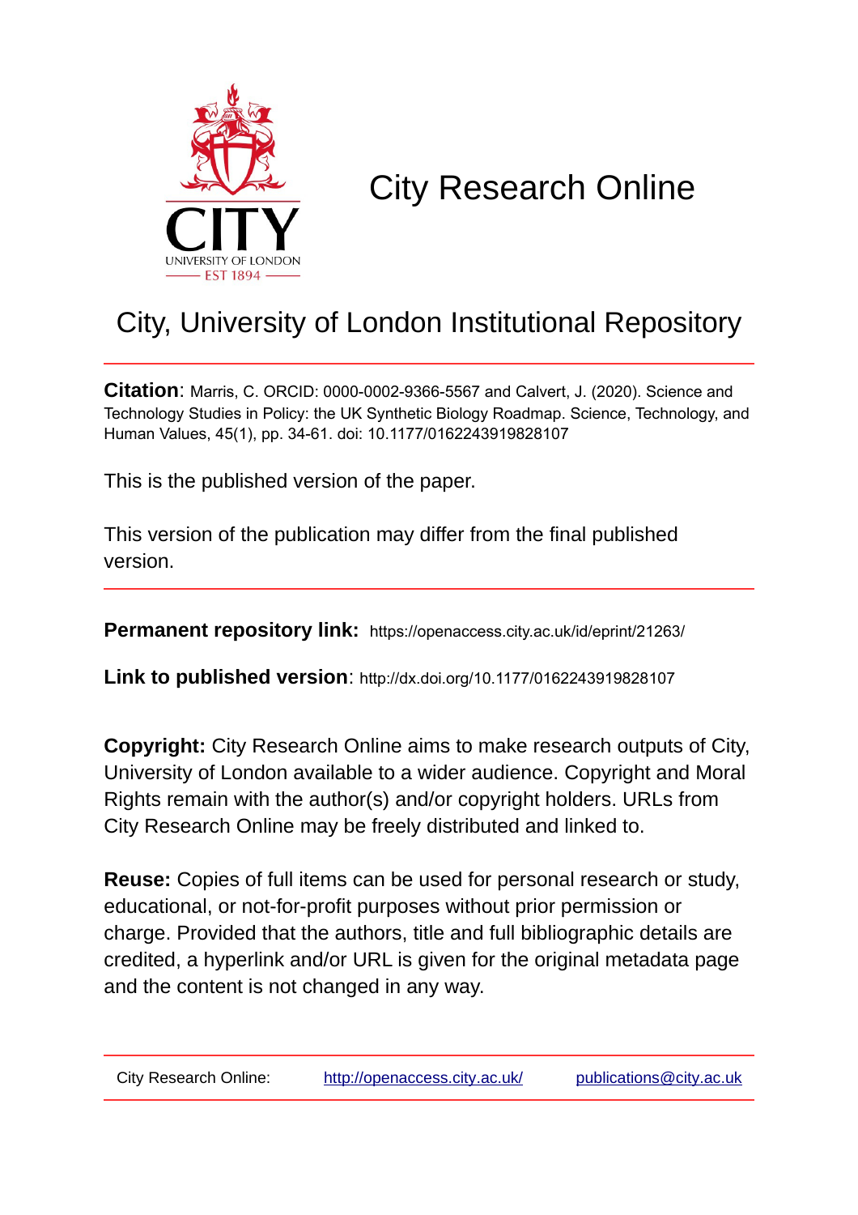# City Research Online

## City, University of London Institutional Repository

**Citation**: Marris, C. ORCID: 0000-0002-9366-5567 and Calvert, J. (2020). Science and Technology Studies in Policy: the UK Synthetic Biology Roadmap. Science, Technology, and Human Values, 45(1), pp. 34-61. doi: 10.1177/0162243919828107

This is the published version of the paper.

This version of the publication may differ from the final published version.

**Permanent repository link:** https://openaccess.city.ac.uk/id/eprint/21263/

**Link to published version**: http://dx.doi.org/10.1177/0162243919828107

**Copyright:** City Research Online aims to make research outputs of City, University of London available to a wider audience. Copyright and Moral Rights remain with the author(s) and/or copyright holders. URLs from City Research Online may be freely distributed and linked to.

**Reuse:** Copies of full items can be used for personal research or study, educational, or not-for-profit purposes without prior permission or charge. Provided that the authors, title and full bibliographic details are credited, a hyperlink and/or URL is given for the original metadata page and the content is not changed in any way.

City Research Online: http://openaccess.city.ac.uk/ publications@city.ac.uk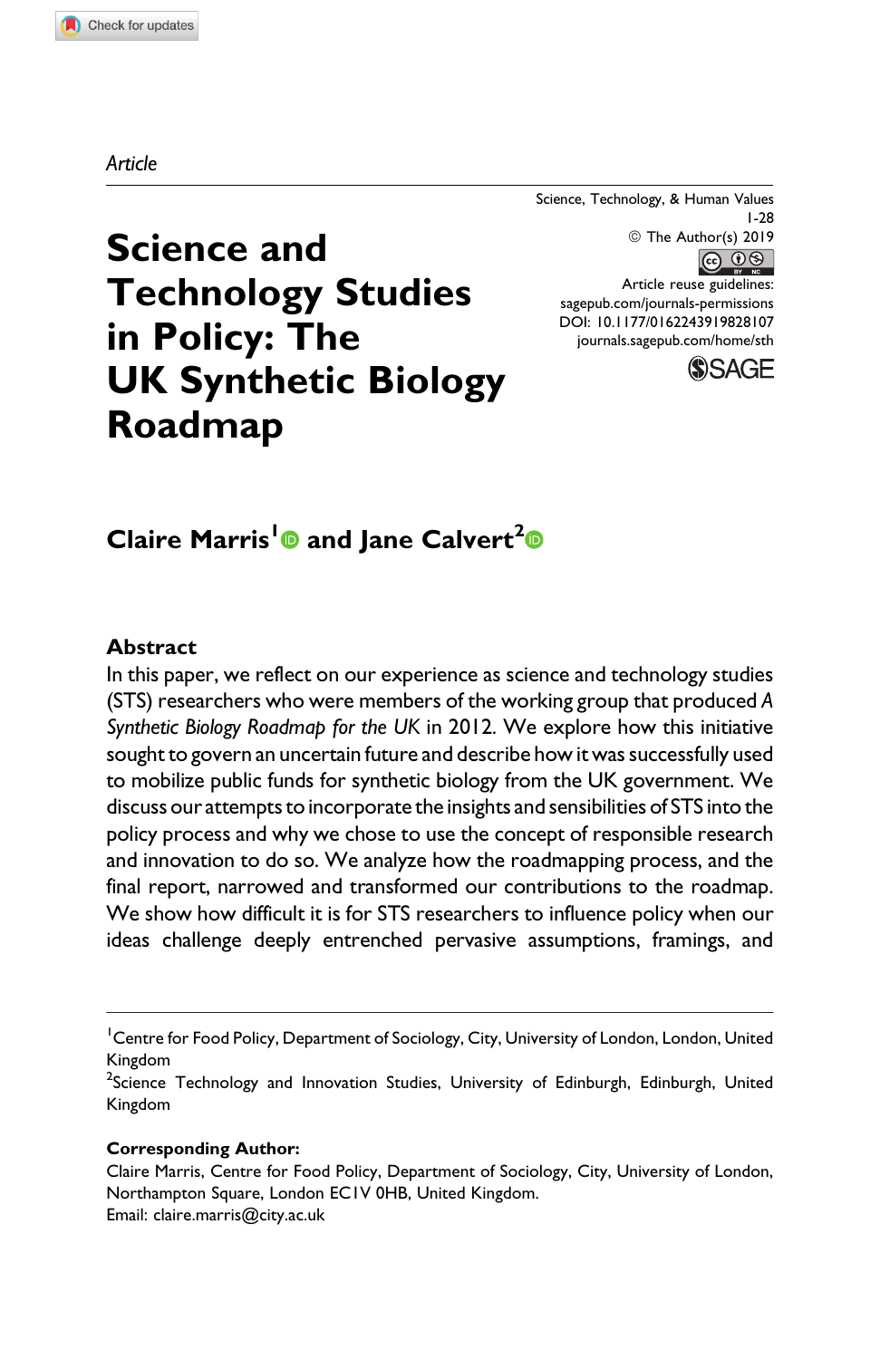Article

# Science and Technology Studies in Policy: The UK Synthetic Biology Roadmap

**Claire Marris[1] and Jane Calvert[2]**

## Abstract

In this paper, we reflect on our experience as science and technology studies (STS) researchers who were members of the working group that produced *A Synthetic Biology Roadmap for the UK* in 2012. We explore how this initiative sought to govern an uncertain future and describe how it was successfully used to mobilize public funds for synthetic biology from the UK government. We discuss our attempts to incorporate the insights and sensibilities of STS into the policy process and why we chose to use the concept of responsible research and innovation to do so. We analyze how the roadmapping process, and the final report, narrowed and transformed our contributions to the roadmap. We show how difficult it is for STS researchers to influence policy when our ideas challenge deeply entrenched pervasive assumptions, framings, and

---

[1] Centre for Food Policy, Department of Sociology, City, University of London, London, United Kingdom

[2] Science Technology and Innovation Studies, University of Edinburgh, Edinburgh, United Kingdom

**Corresponding Author:**
Claire Marris, Centre for Food Policy, Department of Sociology, City, University of London, Northampton Square, London EC1V 0HB, United Kingdom.
Email: claire.marris@city.ac.uk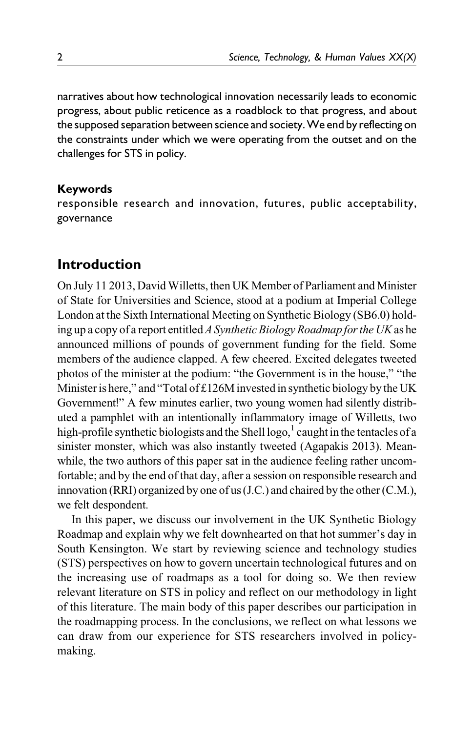narratives about how technological innovation necessarily leads to economic progress, about public reticence as a roadblock to that progress, and about the supposed separation between science and society. We end by reflecting on the constraints under which we were operating from the outset and on the challenges for STS in policy.

**Keywords**

responsible research and innovation, futures, public acceptability, governance

## Introduction

On July 11 2013, David Willetts, then UK Member of Parliament and Minister of State for Universities and Science, stood at a podium at Imperial College London at the Sixth International Meeting on Synthetic Biology (SB6.0) holding up a copy of a report entitled *A Synthetic Biology Roadmap for the UK* as he announced millions of pounds of government funding for the field. Some members of the audience clapped. A few cheered. Excited delegates tweeted photos of the minister at the podium: "the Government is in the house," "the Minister is here," and "Total of £126M invested in synthetic biology by the UK Government!" A few minutes earlier, two young women had silently distributed a pamphlet with an intentionally inflammatory image of Willetts, two high-profile synthetic biologists and the Shell logo,[1] caught in the tentacles of a sinister monster, which was also instantly tweeted (Agapakis 2013). Meanwhile, the two authors of this paper sat in the audience feeling rather uncomfortable; and by the end of that day, after a session on responsible research and innovation (RRI) organized by one of us (J.C.) and chaired by the other (C.M.), we felt despondent.

In this paper, we discuss our involvement in the UK Synthetic Biology Roadmap and explain why we felt downhearted on that hot summer's day in South Kensington. We start by reviewing science and technology studies (STS) perspectives on how to govern uncertain technological futures and on the increasing use of roadmaps as a tool for doing so. We then review relevant literature on STS in policy and reflect on our methodology in light of this literature. The main body of this paper describes our participation in the roadmapping process. In the conclusions, we reflect on what lessons we can draw from our experience for STS researchers involved in policy-making.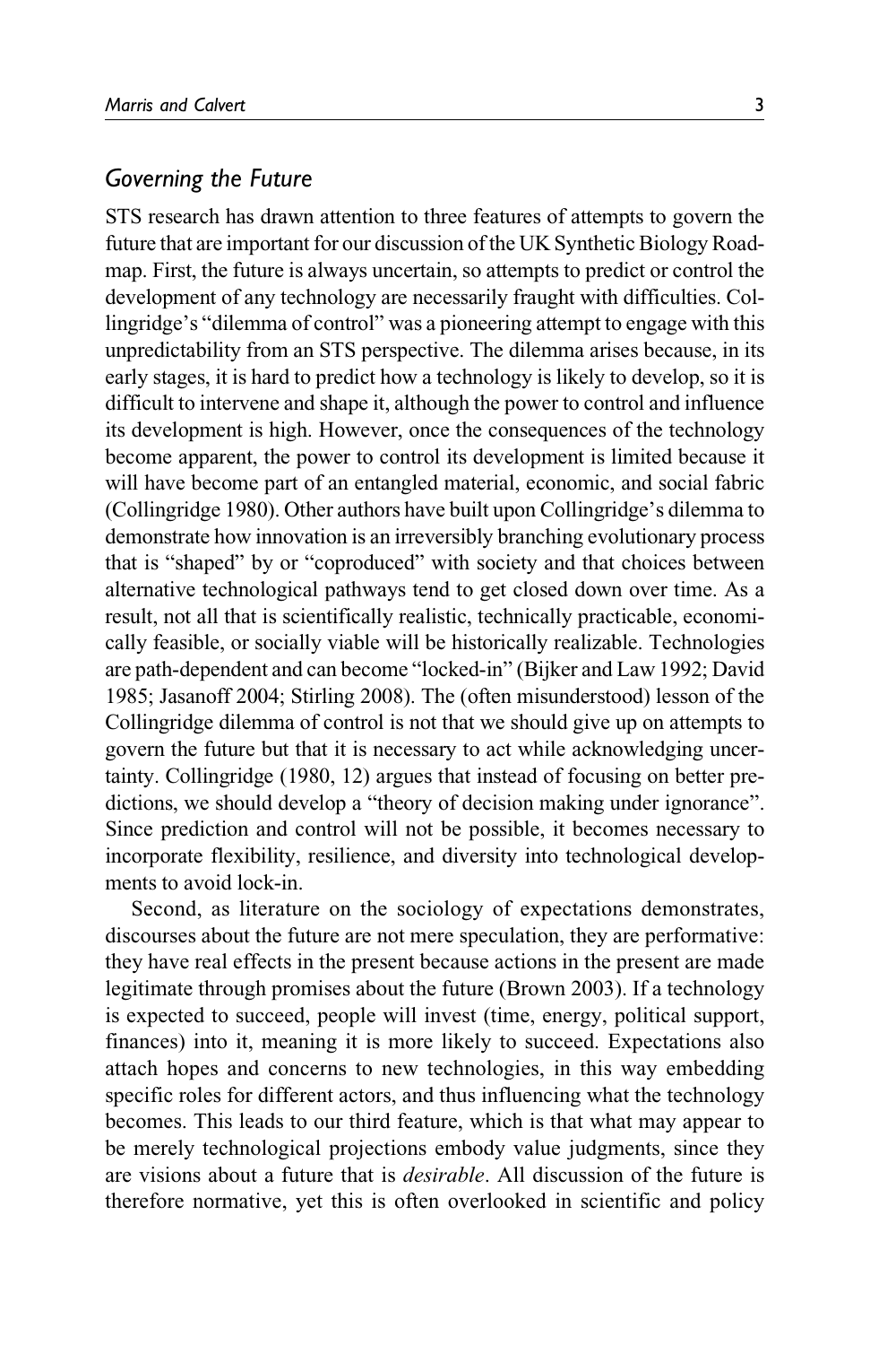## *Governing the Future*

STS research has drawn attention to three features of attempts to govern the future that are important for our discussion of the UK Synthetic Biology Roadmap. First, the future is always uncertain, so attempts to predict or control the development of any technology are necessarily fraught with difficulties. Collingridge's "dilemma of control" was a pioneering attempt to engage with this unpredictability from an STS perspective. The dilemma arises because, in its early stages, it is hard to predict how a technology is likely to develop, so it is difficult to intervene and shape it, although the power to control and influence its development is high. However, once the consequences of the technology become apparent, the power to control its development is limited because it will have become part of an entangled material, economic, and social fabric (Collingridge 1980). Other authors have built upon Collingridge's dilemma to demonstrate how innovation is an irreversibly branching evolutionary process that is "shaped" by or "coproduced" with society and that choices between alternative technological pathways tend to get closed down over time. As a result, not all that is scientifically realistic, technically practicable, economically feasible, or socially viable will be historically realizable. Technologies are path-dependent and can become "locked-in" (Bijker and Law 1992; David 1985; Jasanoff 2004; Stirling 2008). The (often misunderstood) lesson of the Collingridge dilemma of control is not that we should give up on attempts to govern the future but that it is necessary to act while acknowledging uncertainty. Collingridge (1980, 12) argues that instead of focusing on better predictions, we should develop a "theory of decision making under ignorance". Since prediction and control will not be possible, it becomes necessary to incorporate flexibility, resilience, and diversity into technological developments to avoid lock-in.

Second, as literature on the sociology of expectations demonstrates, discourses about the future are not mere speculation, they are performative: they have real effects in the present because actions in the present are made legitimate through promises about the future (Brown 2003). If a technology is expected to succeed, people will invest (time, energy, political support, finances) into it, meaning it is more likely to succeed. Expectations also attach hopes and concerns to new technologies, in this way embedding specific roles for different actors, and thus influencing what the technology becomes. This leads to our third feature, which is that what may appear to be merely technological projections embody value judgments, since they are visions about a future that is *desirable*. All discussion of the future is therefore normative, yet this is often overlooked in scientific and policy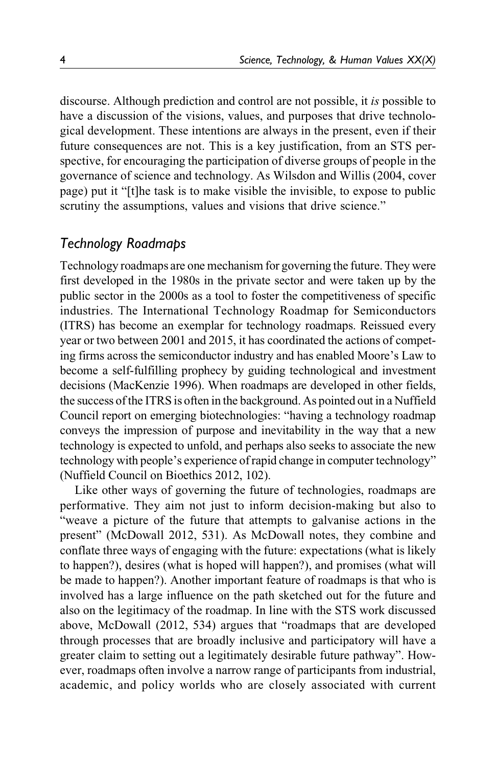discourse. Although prediction and control are not possible, it *is* possible to have a discussion of the visions, values, and purposes that drive technological development. These intentions are always in the present, even if their future consequences are not. This is a key justification, from an STS perspective, for encouraging the participation of diverse groups of people in the governance of science and technology. As Wilsdon and Willis (2004, cover page) put it "[t]he task is to make visible the invisible, to expose to public scrutiny the assumptions, values and visions that drive science."

## *Technology Roadmaps*

Technology roadmaps are one mechanism for governing the future. They were first developed in the 1980s in the private sector and were taken up by the public sector in the 2000s as a tool to foster the competitiveness of specific industries. The International Technology Roadmap for Semiconductors (ITRS) has become an exemplar for technology roadmaps. Reissued every year or two between 2001 and 2015, it has coordinated the actions of competing firms across the semiconductor industry and has enabled Moore's Law to become a self-fulfilling prophecy by guiding technological and investment decisions (MacKenzie 1996). When roadmaps are developed in other fields, the success of the ITRS is often in the background. As pointed out in a Nuffield Council report on emerging biotechnologies: "having a technology roadmap conveys the impression of purpose and inevitability in the way that a new technology is expected to unfold, and perhaps also seeks to associate the new technology with people's experience of rapid change in computer technology" (Nuffield Council on Bioethics 2012, 102).

Like other ways of governing the future of technologies, roadmaps are performative. They aim not just to inform decision-making but also to "weave a picture of the future that attempts to galvanise actions in the present" (McDowall 2012, 531). As McDowall notes, they combine and conflate three ways of engaging with the future: expectations (what is likely to happen?), desires (what is hoped will happen?), and promises (what will be made to happen?). Another important feature of roadmaps is that who is involved has a large influence on the path sketched out for the future and also on the legitimacy of the roadmap. In line with the STS work discussed above, McDowall (2012, 534) argues that "roadmaps that are developed through processes that are broadly inclusive and participatory will have a greater claim to setting out a legitimately desirable future pathway". However, roadmaps often involve a narrow range of participants from industrial, academic, and policy worlds who are closely associated with current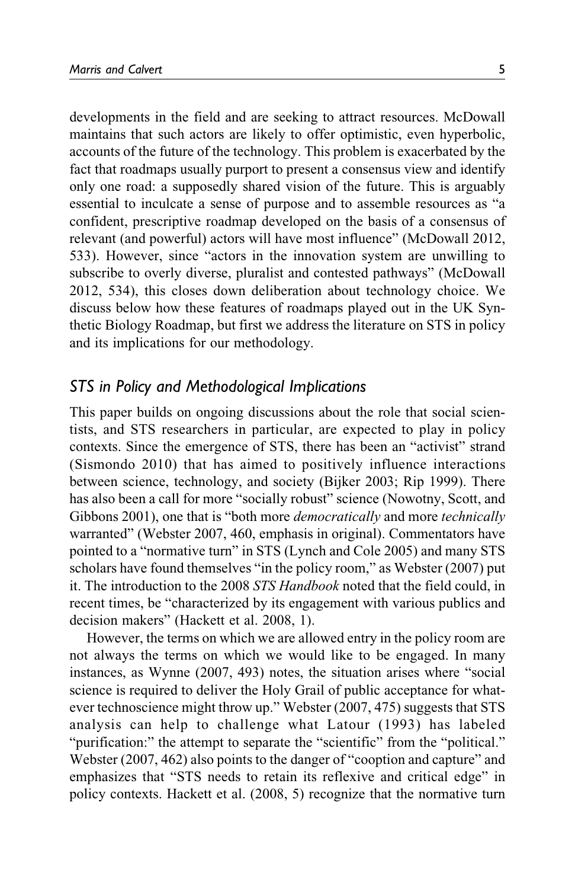developments in the field and are seeking to attract resources. McDowall maintains that such actors are likely to offer optimistic, even hyperbolic, accounts of the future of the technology. This problem is exacerbated by the fact that roadmaps usually purport to present a consensus view and identify only one road: a supposedly shared vision of the future. This is arguably essential to inculcate a sense of purpose and to assemble resources as "a confident, prescriptive roadmap developed on the basis of a consensus of relevant (and powerful) actors will have most influence" (McDowall 2012, 533). However, since "actors in the innovation system are unwilling to subscribe to overly diverse, pluralist and contested pathways" (McDowall 2012, 534), this closes down deliberation about technology choice. We discuss below how these features of roadmaps played out in the UK Synthetic Biology Roadmap, but first we address the literature on STS in policy and its implications for our methodology.

## *STS in Policy and Methodological Implications*

This paper builds on ongoing discussions about the role that social scientists, and STS researchers in particular, are expected to play in policy contexts. Since the emergence of STS, there has been an "activist" strand (Sismondo 2010) that has aimed to positively influence interactions between science, technology, and society (Bijker 2003; Rip 1999). There has also been a call for more "socially robust" science (Nowotny, Scott, and Gibbons 2001), one that is "both more *democratically* and more *technically* warranted" (Webster 2007, 460, emphasis in original). Commentators have pointed to a "normative turn" in STS (Lynch and Cole 2005) and many STS scholars have found themselves "in the policy room," as Webster (2007) put it. The introduction to the 2008 *STS Handbook* noted that the field could, in recent times, be "characterized by its engagement with various publics and decision makers" (Hackett et al. 2008, 1).

However, the terms on which we are allowed entry in the policy room are not always the terms on which we would like to be engaged. In many instances, as Wynne (2007, 493) notes, the situation arises where "social science is required to deliver the Holy Grail of public acceptance for whatever technoscience might throw up." Webster (2007, 475) suggests that STS analysis can help to challenge what Latour (1993) has labeled "purification:" the attempt to separate the "scientific" from the "political." Webster (2007, 462) also points to the danger of "cooption and capture" and emphasizes that "STS needs to retain its reflexive and critical edge" in policy contexts. Hackett et al. (2008, 5) recognize that the normative turn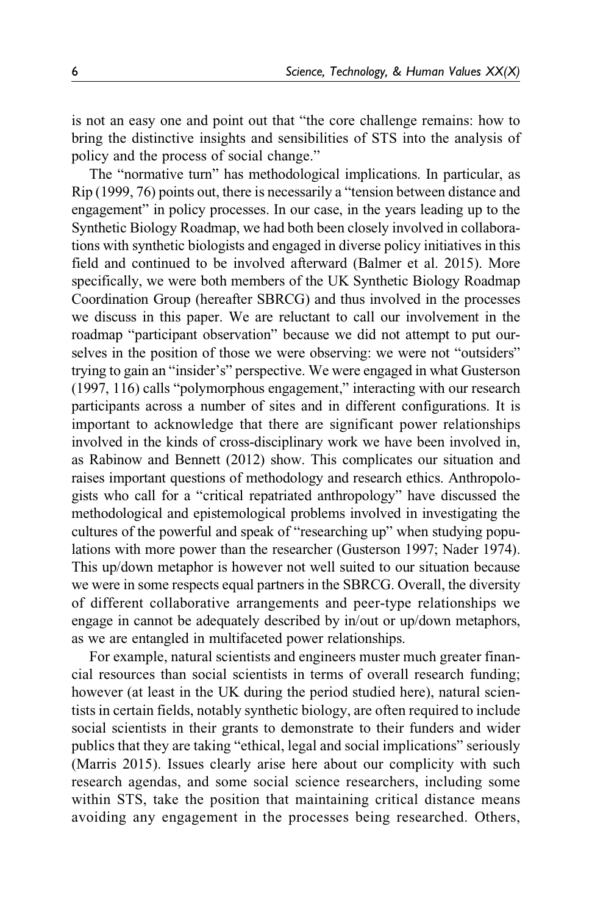is not an easy one and point out that "the core challenge remains: how to bring the distinctive insights and sensibilities of STS into the analysis of policy and the process of social change."

The "normative turn" has methodological implications. In particular, as Rip (1999, 76) points out, there is necessarily a "tension between distance and engagement" in policy processes. In our case, in the years leading up to the Synthetic Biology Roadmap, we had both been closely involved in collaborations with synthetic biologists and engaged in diverse policy initiatives in this field and continued to be involved afterward (Balmer et al. 2015). More specifically, we were both members of the UK Synthetic Biology Roadmap Coordination Group (hereafter SBRCG) and thus involved in the processes we discuss in this paper. We are reluctant to call our involvement in the roadmap "participant observation" because we did not attempt to put ourselves in the position of those we were observing: we were not "outsiders" trying to gain an "insider's" perspective. We were engaged in what Gusterson (1997, 116) calls "polymorphous engagement," interacting with our research participants across a number of sites and in different configurations. It is important to acknowledge that there are significant power relationships involved in the kinds of cross-disciplinary work we have been involved in, as Rabinow and Bennett (2012) show. This complicates our situation and raises important questions of methodology and research ethics. Anthropologists who call for a "critical repatriated anthropology" have discussed the methodological and epistemological problems involved in investigating the cultures of the powerful and speak of "researching up" when studying populations with more power than the researcher (Gusterson 1997; Nader 1974). This up/down metaphor is however not well suited to our situation because we were in some respects equal partners in the SBRCG. Overall, the diversity of different collaborative arrangements and peer-type relationships we engage in cannot be adequately described by in/out or up/down metaphors, as we are entangled in multifaceted power relationships.

For example, natural scientists and engineers muster much greater financial resources than social scientists in terms of overall research funding; however (at least in the UK during the period studied here), natural scientists in certain fields, notably synthetic biology, are often required to include social scientists in their grants to demonstrate to their funders and wider publics that they are taking "ethical, legal and social implications" seriously (Marris 2015). Issues clearly arise here about our complicity with such research agendas, and some social science researchers, including some within STS, take the position that maintaining critical distance means avoiding any engagement in the processes being researched. Others,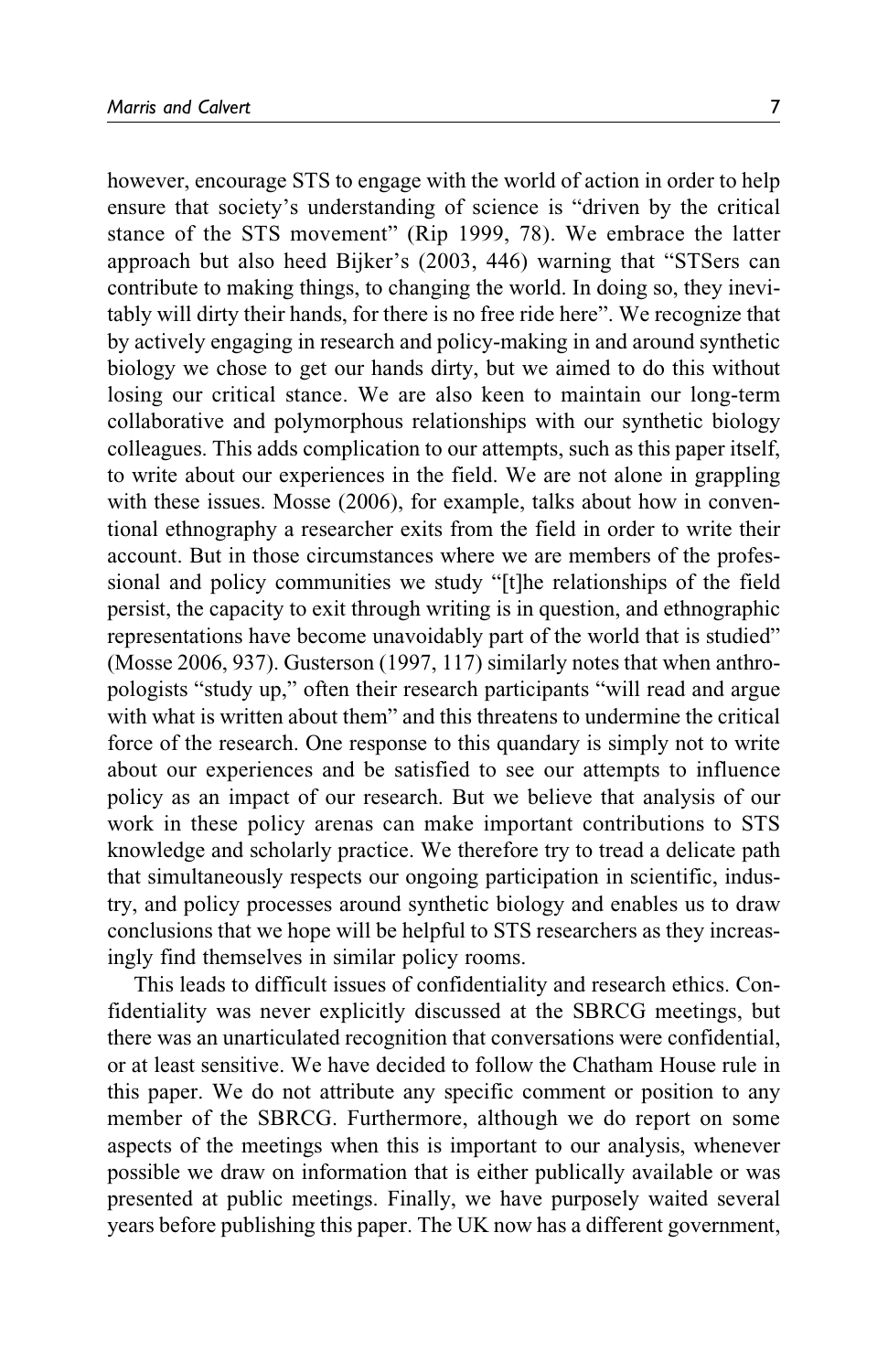however, encourage STS to engage with the world of action in order to help ensure that society's understanding of science is "driven by the critical stance of the STS movement" (Rip 1999, 78). We embrace the latter approach but also heed Bijker's (2003, 446) warning that "STSers can contribute to making things, to changing the world. In doing so, they inevitably will dirty their hands, for there is no free ride here". We recognize that by actively engaging in research and policy-making in and around synthetic biology we chose to get our hands dirty, but we aimed to do this without losing our critical stance. We are also keen to maintain our long-term collaborative and polymorphous relationships with our synthetic biology colleagues. This adds complication to our attempts, such as this paper itself, to write about our experiences in the field. We are not alone in grappling with these issues. Mosse (2006), for example, talks about how in conventional ethnography a researcher exits from the field in order to write their account. But in those circumstances where we are members of the professional and policy communities we study "[t]he relationships of the field persist, the capacity to exit through writing is in question, and ethnographic representations have become unavoidably part of the world that is studied" (Mosse 2006, 937). Gusterson (1997, 117) similarly notes that when anthropologists "study up," often their research participants "will read and argue with what is written about them" and this threatens to undermine the critical force of the research. One response to this quandary is simply not to write about our experiences and be satisfied to see our attempts to influence policy as an impact of our research. But we believe that analysis of our work in these policy arenas can make important contributions to STS knowledge and scholarly practice. We therefore try to tread a delicate path that simultaneously respects our ongoing participation in scientific, industry, and policy processes around synthetic biology and enables us to draw conclusions that we hope will be helpful to STS researchers as they increasingly find themselves in similar policy rooms.

This leads to difficult issues of confidentiality and research ethics. Confidentiality was never explicitly discussed at the SBRCG meetings, but there was an unarticulated recognition that conversations were confidential, or at least sensitive. We have decided to follow the Chatham House rule in this paper. We do not attribute any specific comment or position to any member of the SBRCG. Furthermore, although we do report on some aspects of the meetings when this is important to our analysis, whenever possible we draw on information that is either publically available or was presented at public meetings. Finally, we have purposely waited several years before publishing this paper. The UK now has a different government,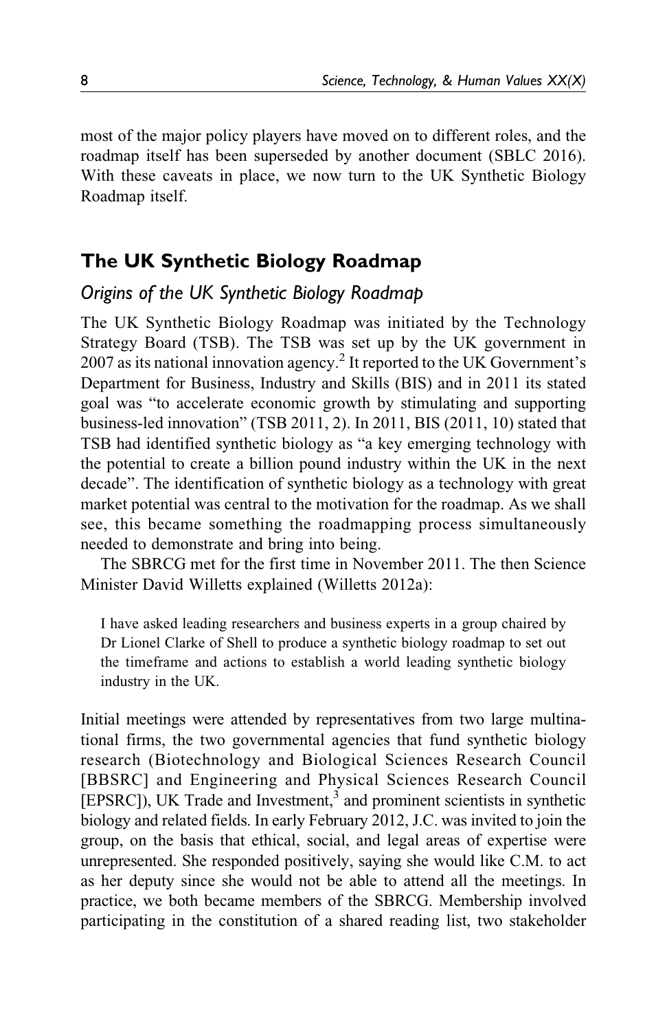most of the major policy players have moved on to different roles, and the roadmap itself has been superseded by another document (SBLC 2016). With these caveats in place, we now turn to the UK Synthetic Biology Roadmap itself.

## The UK Synthetic Biology Roadmap

### *Origins of the UK Synthetic Biology Roadmap*

The UK Synthetic Biology Roadmap was initiated by the Technology Strategy Board (TSB). The TSB was set up by the UK government in 2007 as its national innovation agency.[2] It reported to the UK Government's Department for Business, Industry and Skills (BIS) and in 2011 its stated goal was "to accelerate economic growth by stimulating and supporting business-led innovation" (TSB 2011, 2). In 2011, BIS (2011, 10) stated that TSB had identified synthetic biology as "a key emerging technology with the potential to create a billion pound industry within the UK in the next decade". The identification of synthetic biology as a technology with great market potential was central to the motivation for the roadmap. As we shall see, this became something the roadmapping process simultaneously needed to demonstrate and bring into being.

The SBRCG met for the first time in November 2011. The then Science Minister David Willetts explained (Willetts 2012a):

> I have asked leading researchers and business experts in a group chaired by Dr Lionel Clarke of Shell to produce a synthetic biology roadmap to set out the timeframe and actions to establish a world leading synthetic biology industry in the UK.

Initial meetings were attended by representatives from two large multinational firms, the two governmental agencies that fund synthetic biology research (Biotechnology and Biological Sciences Research Council [BBSRC] and Engineering and Physical Sciences Research Council [EPSRC]), UK Trade and Investment,[3] and prominent scientists in synthetic biology and related fields. In early February 2012, J.C. was invited to join the group, on the basis that ethical, social, and legal areas of expertise were unrepresented. She responded positively, saying she would like C.M. to act as her deputy since she would not be able to attend all the meetings. In practice, we both became members of the SBRCG. Membership involved participating in the constitution of a shared reading list, two stakeholder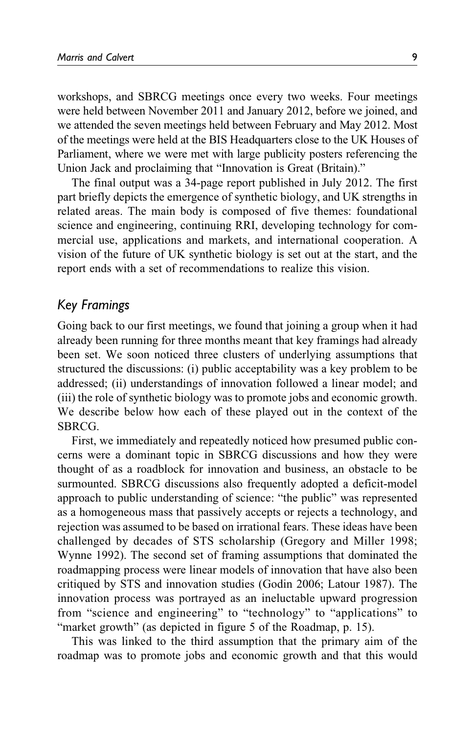workshops, and SBRCG meetings once every two weeks. Four meetings were held between November 2011 and January 2012, before we joined, and we attended the seven meetings held between February and May 2012. Most of the meetings were held at the BIS Headquarters close to the UK Houses of Parliament, where we were met with large publicity posters referencing the Union Jack and proclaiming that "Innovation is Great (Britain)."

The final output was a 34-page report published in July 2012. The first part briefly depicts the emergence of synthetic biology, and UK strengths in related areas. The main body is composed of five themes: foundational science and engineering, continuing RRI, developing technology for commercial use, applications and markets, and international cooperation. A vision of the future of UK synthetic biology is set out at the start, and the report ends with a set of recommendations to realize this vision.

## *Key Framings*

Going back to our first meetings, we found that joining a group when it had already been running for three months meant that key framings had already been set. We soon noticed three clusters of underlying assumptions that structured the discussions: (i) public acceptability was a key problem to be addressed; (ii) understandings of innovation followed a linear model; and (iii) the role of synthetic biology was to promote jobs and economic growth. We describe below how each of these played out in the context of the SBRCG.

First, we immediately and repeatedly noticed how presumed public concerns were a dominant topic in SBRCG discussions and how they were thought of as a roadblock for innovation and business, an obstacle to be surmounted. SBRCG discussions also frequently adopted a deficit-model approach to public understanding of science: "the public" was represented as a homogeneous mass that passively accepts or rejects a technology, and rejection was assumed to be based on irrational fears. These ideas have been challenged by decades of STS scholarship (Gregory and Miller 1998; Wynne 1992). The second set of framing assumptions that dominated the roadmapping process were linear models of innovation that have also been critiqued by STS and innovation studies (Godin 2006; Latour 1987). The innovation process was portrayed as an ineluctable upward progression from "science and engineering" to "technology" to "applications" to "market growth" (as depicted in figure 5 of the Roadmap, p. 15).

This was linked to the third assumption that the primary aim of the roadmap was to promote jobs and economic growth and that this would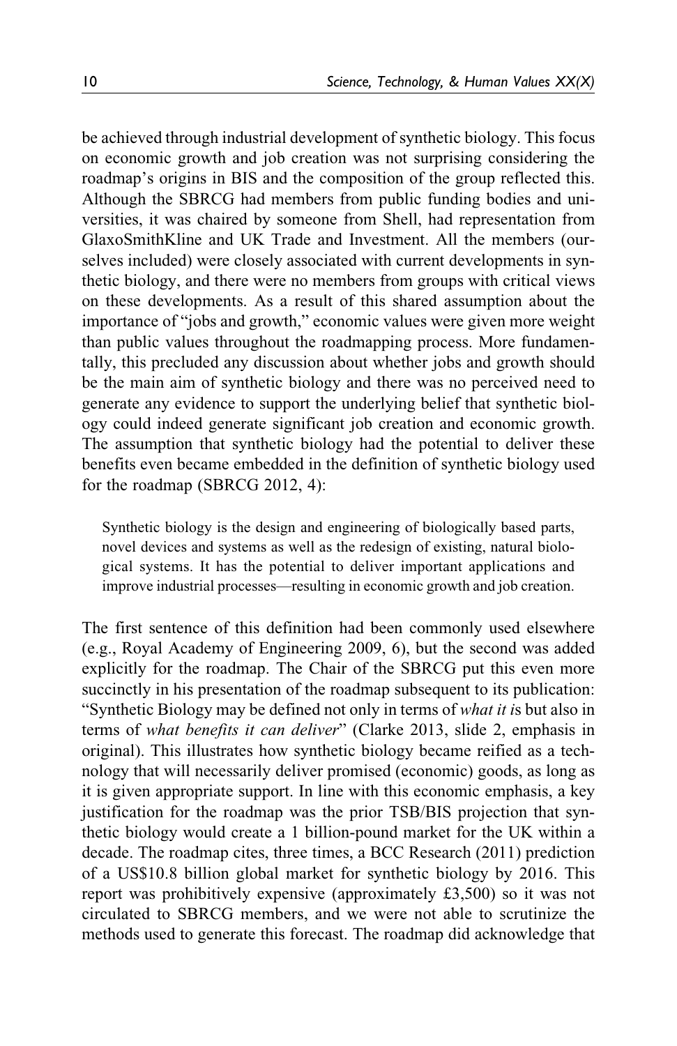be achieved through industrial development of synthetic biology. This focus on economic growth and job creation was not surprising considering the roadmap's origins in BIS and the composition of the group reflected this. Although the SBRCG had members from public funding bodies and universities, it was chaired by someone from Shell, had representation from GlaxoSmithKline and UK Trade and Investment. All the members (ourselves included) were closely associated with current developments in synthetic biology, and there were no members from groups with critical views on these developments. As a result of this shared assumption about the importance of "jobs and growth," economic values were given more weight than public values throughout the roadmapping process. More fundamentally, this precluded any discussion about whether jobs and growth should be the main aim of synthetic biology and there was no perceived need to generate any evidence to support the underlying belief that synthetic biology could indeed generate significant job creation and economic growth. The assumption that synthetic biology had the potential to deliver these benefits even became embedded in the definition of synthetic biology used for the roadmap (SBRCG 2012, 4):

> Synthetic biology is the design and engineering of biologically based parts, novel devices and systems as well as the redesign of existing, natural biological systems. It has the potential to deliver important applications and improve industrial processes—resulting in economic growth and job creation.

The first sentence of this definition had been commonly used elsewhere (e.g., Royal Academy of Engineering 2009, 6), but the second was added explicitly for the roadmap. The Chair of the SBRCG put this even more succinctly in his presentation of the roadmap subsequent to its publication: "Synthetic Biology may be defined not only in terms of *what it is* but also in terms of *what benefits it can deliver*" (Clarke 2013, slide 2, emphasis in original). This illustrates how synthetic biology became reified as a technology that will necessarily deliver promised (economic) goods, as long as it is given appropriate support. In line with this economic emphasis, a key justification for the roadmap was the prior TSB/BIS projection that synthetic biology would create a 1 billion-pound market for the UK within a decade. The roadmap cites, three times, a BCC Research (2011) prediction of a US$10.8 billion global market for synthetic biology by 2016. This report was prohibitively expensive (approximately £3,500) so it was not circulated to SBRCG members, and we were not able to scrutinize the methods used to generate this forecast. The roadmap did acknowledge that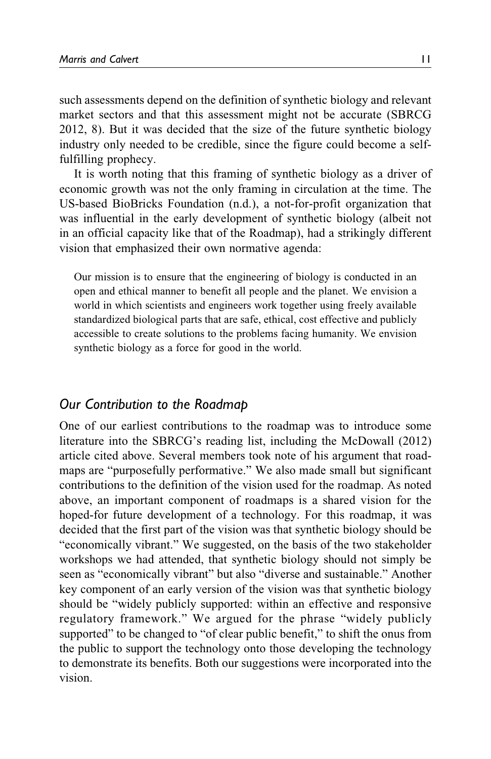such assessments depend on the definition of synthetic biology and relevant market sectors and that this assessment might not be accurate (SBRCG 2012, 8). But it was decided that the size of the future synthetic biology industry only needed to be credible, since the figure could become a self-fulfilling prophecy.

It is worth noting that this framing of synthetic biology as a driver of economic growth was not the only framing in circulation at the time. The US-based BioBricks Foundation (n.d.), a not-for-profit organization that was influential in the early development of synthetic biology (albeit not in an official capacity like that of the Roadmap), had a strikingly different vision that emphasized their own normative agenda:

> Our mission is to ensure that the engineering of biology is conducted in an open and ethical manner to benefit all people and the planet. We envision a world in which scientists and engineers work together using freely available standardized biological parts that are safe, ethical, cost effective and publicly accessible to create solutions to the problems facing humanity. We envision synthetic biology as a force for good in the world.

## *Our Contribution to the Roadmap*

One of our earliest contributions to the roadmap was to introduce some literature into the SBRCG's reading list, including the McDowall (2012) article cited above. Several members took note of his argument that roadmaps are "purposefully performative." We also made small but significant contributions to the definition of the vision used for the roadmap. As noted above, an important component of roadmaps is a shared vision for the hoped-for future development of a technology. For this roadmap, it was decided that the first part of the vision was that synthetic biology should be "economically vibrant." We suggested, on the basis of the two stakeholder workshops we had attended, that synthetic biology should not simply be seen as "economically vibrant" but also "diverse and sustainable." Another key component of an early version of the vision was that synthetic biology should be "widely publicly supported: within an effective and responsive regulatory framework." We argued for the phrase "widely publicly supported" to be changed to "of clear public benefit," to shift the onus from the public to support the technology onto those developing the technology to demonstrate its benefits. Both our suggestions were incorporated into the vision.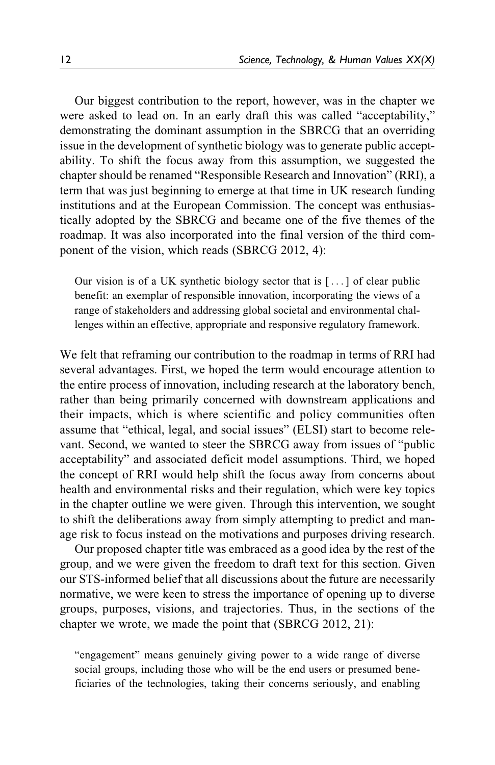Our biggest contribution to the report, however, was in the chapter we were asked to lead on. In an early draft this was called "acceptability," demonstrating the dominant assumption in the SBRCG that an overriding issue in the development of synthetic biology was to generate public acceptability. To shift the focus away from this assumption, we suggested the chapter should be renamed "Responsible Research and Innovation" (RRI), a term that was just beginning to emerge at that time in UK research funding institutions and at the European Commission. The concept was enthusiastically adopted by the SBRCG and became one of the five themes of the roadmap. It was also incorporated into the final version of the third component of the vision, which reads (SBRCG 2012, 4):

> Our vision is of a UK synthetic biology sector that is [ . . . ] of clear public benefit: an exemplar of responsible innovation, incorporating the views of a range of stakeholders and addressing global societal and environmental challenges within an effective, appropriate and responsive regulatory framework.

We felt that reframing our contribution to the roadmap in terms of RRI had several advantages. First, we hoped the term would encourage attention to the entire process of innovation, including research at the laboratory bench, rather than being primarily concerned with downstream applications and their impacts, which is where scientific and policy communities often assume that "ethical, legal, and social issues" (ELSI) start to become relevant. Second, we wanted to steer the SBRCG away from issues of "public acceptability" and associated deficit model assumptions. Third, we hoped the concept of RRI would help shift the focus away from concerns about health and environmental risks and their regulation, which were key topics in the chapter outline we were given. Through this intervention, we sought to shift the deliberations away from simply attempting to predict and manage risk to focus instead on the motivations and purposes driving research.

Our proposed chapter title was embraced as a good idea by the rest of the group, and we were given the freedom to draft text for this section. Given our STS-informed belief that all discussions about the future are necessarily normative, we were keen to stress the importance of opening up to diverse groups, purposes, visions, and trajectories. Thus, in the sections of the chapter we wrote, we made the point that (SBRCG 2012, 21):

> "engagement" means genuinely giving power to a wide range of diverse social groups, including those who will be the end users or presumed beneficiaries of the technologies, taking their concerns seriously, and enabling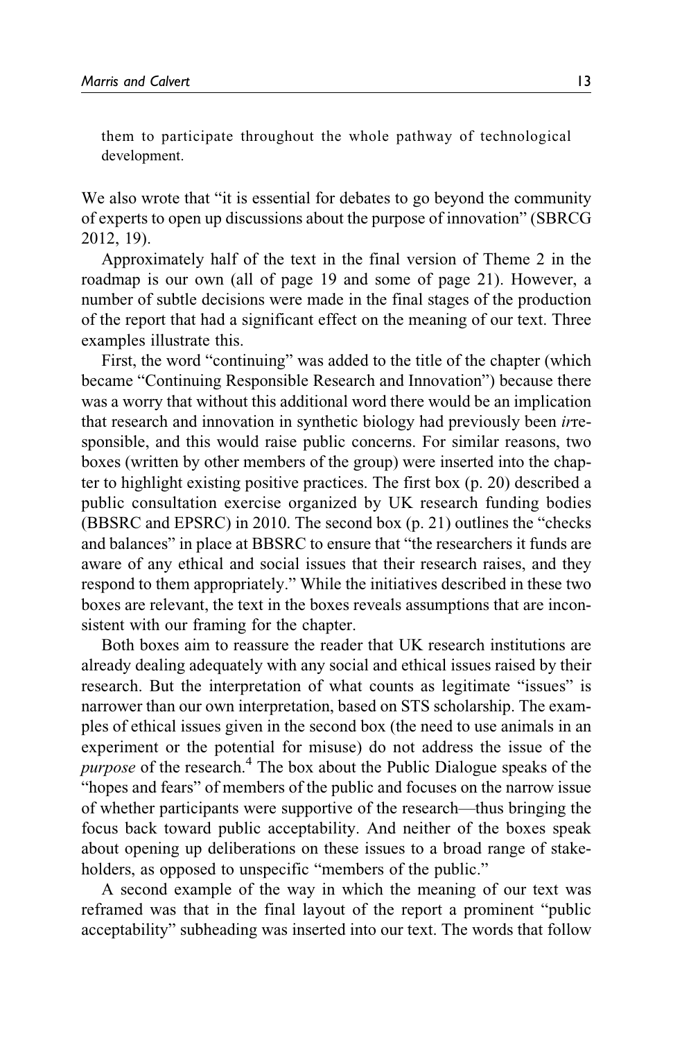them to participate throughout the whole pathway of technological development.

We also wrote that "it is essential for debates to go beyond the community of experts to open up discussions about the purpose of innovation" (SBRCG 2012, 19).

Approximately half of the text in the final version of Theme 2 in the roadmap is our own (all of page 19 and some of page 21). However, a number of subtle decisions were made in the final stages of the production of the report that had a significant effect on the meaning of our text. Three examples illustrate this.

First, the word "continuing" was added to the title of the chapter (which became "Continuing Responsible Research and Innovation") because there was a worry that without this additional word there would be an implication that research and innovation in synthetic biology had previously been *ir*responsible, and this would raise public concerns. For similar reasons, two boxes (written by other members of the group) were inserted into the chapter to highlight existing positive practices. The first box (p. 20) described a public consultation exercise organized by UK research funding bodies (BBSRC and EPSRC) in 2010. The second box (p. 21) outlines the "checks and balances" in place at BBSRC to ensure that "the researchers it funds are aware of any ethical and social issues that their research raises, and they respond to them appropriately." While the initiatives described in these two boxes are relevant, the text in the boxes reveals assumptions that are inconsistent with our framing for the chapter.

Both boxes aim to reassure the reader that UK research institutions are already dealing adequately with any social and ethical issues raised by their research. But the interpretation of what counts as legitimate "issues" is narrower than our own interpretation, based on STS scholarship. The examples of ethical issues given in the second box (the need to use animals in an experiment or the potential for misuse) do not address the issue of the *purpose* of the research.[4] The box about the Public Dialogue speaks of the "hopes and fears" of members of the public and focuses on the narrow issue of whether participants were supportive of the research—thus bringing the focus back toward public acceptability. And neither of the boxes speak about opening up deliberations on these issues to a broad range of stakeholders, as opposed to unspecific "members of the public."

A second example of the way in which the meaning of our text was reframed was that in the final layout of the report a prominent "public acceptability" subheading was inserted into our text. The words that follow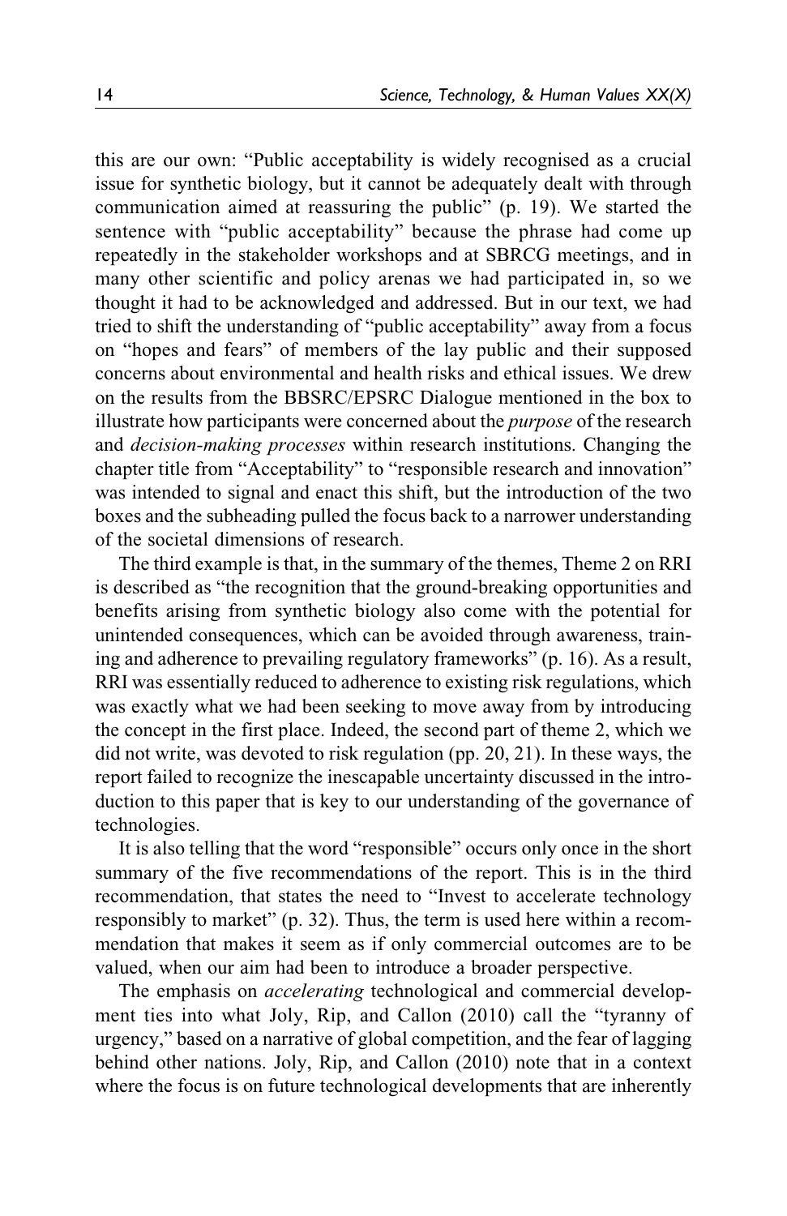this are our own: “Public acceptability is widely recognised as a crucial issue for synthetic biology, but it cannot be adequately dealt with through communication aimed at reassuring the public” (p. 19). We started the sentence with “public acceptability” because the phrase had come up repeatedly in the stakeholder workshops and at SBRCG meetings, and in many other scientific and policy arenas we had participated in, so we thought it had to be acknowledged and addressed. But in our text, we had tried to shift the understanding of “public acceptability” away from a focus on “hopes and fears” of members of the lay public and their supposed concerns about environmental and health risks and ethical issues. We drew on the results from the BBSRC/EPSRC Dialogue mentioned in the box to illustrate how participants were concerned about the *purpose* of the research and *decision-making processes* within research institutions. Changing the chapter title from “Acceptability” to “responsible research and innovation” was intended to signal and enact this shift, but the introduction of the two boxes and the subheading pulled the focus back to a narrower understanding of the societal dimensions of research.

The third example is that, in the summary of the themes, Theme 2 on RRI is described as “the recognition that the ground-breaking opportunities and benefits arising from synthetic biology also come with the potential for unintended consequences, which can be avoided through awareness, training and adherence to prevailing regulatory frameworks” (p. 16). As a result, RRI was essentially reduced to adherence to existing risk regulations, which was exactly what we had been seeking to move away from by introducing the concept in the first place. Indeed, the second part of theme 2, which we did not write, was devoted to risk regulation (pp. 20, 21). In these ways, the report failed to recognize the inescapable uncertainty discussed in the introduction to this paper that is key to our understanding of the governance of technologies.

It is also telling that the word “responsible” occurs only once in the short summary of the five recommendations of the report. This is in the third recommendation, that states the need to “Invest to accelerate technology responsibly to market” (p. 32). Thus, the term is used here within a recommendation that makes it seem as if only commercial outcomes are to be valued, when our aim had been to introduce a broader perspective.

The emphasis on *accelerating* technological and commercial development ties into what Joly, Rip, and Callon (2010) call the “tyranny of urgency,” based on a narrative of global competition, and the fear of lagging behind other nations. Joly, Rip, and Callon (2010) note that in a context where the focus is on future technological developments that are inherently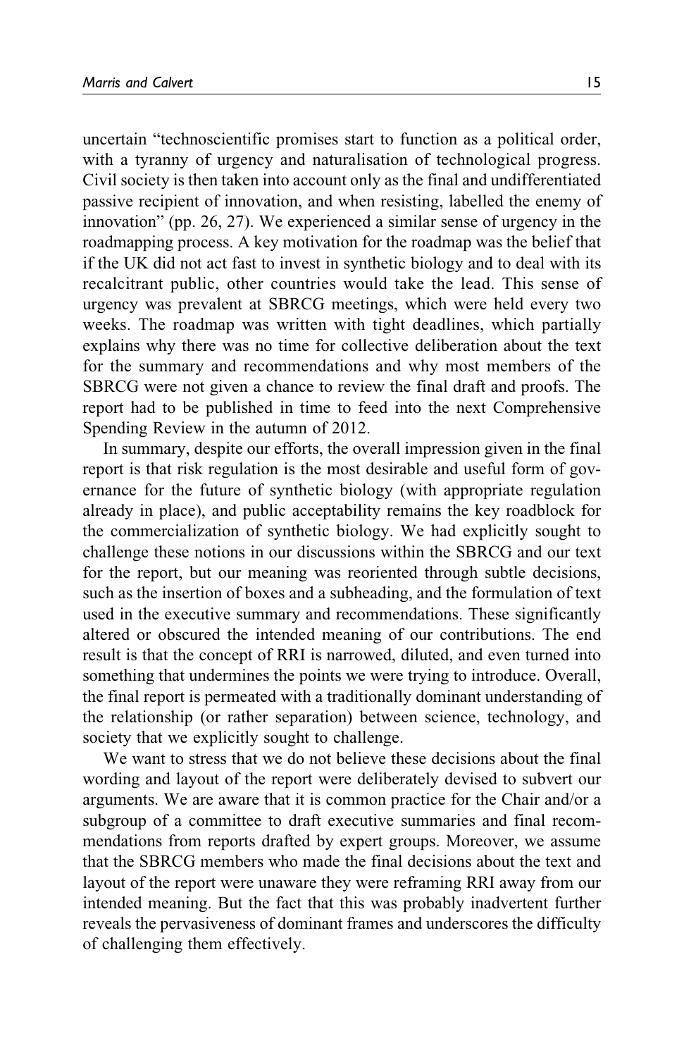uncertain "technoscientific promises start to function as a political order, with a tyranny of urgency and naturalisation of technological progress. Civil society is then taken into account only as the final and undifferentiated passive recipient of innovation, and when resisting, labelled the enemy of innovation" (pp. 26, 27). We experienced a similar sense of urgency in the roadmapping process. A key motivation for the roadmap was the belief that if the UK did not act fast to invest in synthetic biology and to deal with its recalcitrant public, other countries would take the lead. This sense of urgency was prevalent at SBRCG meetings, which were held every two weeks. The roadmap was written with tight deadlines, which partially explains why there was no time for collective deliberation about the text for the summary and recommendations and why most members of the SBRCG were not given a chance to review the final draft and proofs. The report had to be published in time to feed into the next Comprehensive Spending Review in the autumn of 2012.

In summary, despite our efforts, the overall impression given in the final report is that risk regulation is the most desirable and useful form of governance for the future of synthetic biology (with appropriate regulation already in place), and public acceptability remains the key roadblock for the commercialization of synthetic biology. We had explicitly sought to challenge these notions in our discussions within the SBRCG and our text for the report, but our meaning was reoriented through subtle decisions, such as the insertion of boxes and a subheading, and the formulation of text used in the executive summary and recommendations. These significantly altered or obscured the intended meaning of our contributions. The end result is that the concept of RRI is narrowed, diluted, and even turned into something that undermines the points we were trying to introduce. Overall, the final report is permeated with a traditionally dominant understanding of the relationship (or rather separation) between science, technology, and society that we explicitly sought to challenge.

We want to stress that we do not believe these decisions about the final wording and layout of the report were deliberately devised to subvert our arguments. We are aware that it is common practice for the Chair and/or a subgroup of a committee to draft executive summaries and final recommendations from reports drafted by expert groups. Moreover, we assume that the SBRCG members who made the final decisions about the text and layout of the report were unaware they were reframing RRI away from our intended meaning. But the fact that this was probably inadvertent further reveals the pervasiveness of dominant frames and underscores the difficulty of challenging them effectively.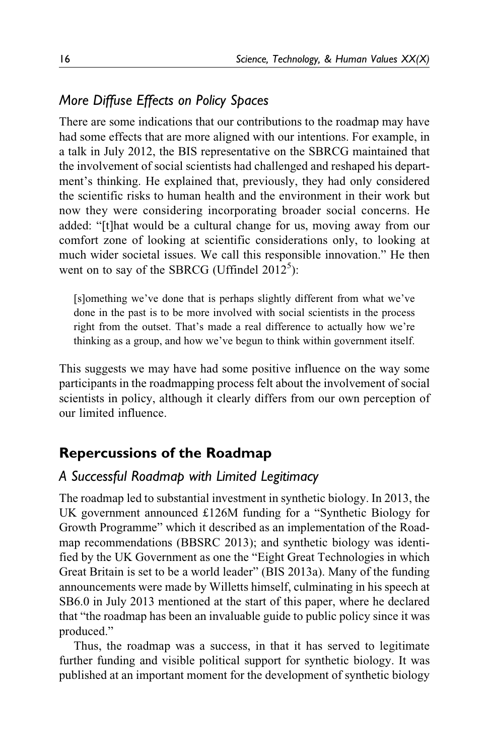### *More Diffuse Effects on Policy Spaces*

There are some indications that our contributions to the roadmap may have had some effects that are more aligned with our intentions. For example, in a talk in July 2012, the BIS representative on the SBRCG maintained that the involvement of social scientists had challenged and reshaped his department's thinking. He explained that, previously, they had only considered the scientific risks to human health and the environment in their work but now they were considering incorporating broader social concerns. He added: "[t]hat would be a cultural change for us, moving away from our comfort zone of looking at scientific considerations only, to looking at much wider societal issues. We call this responsible innovation." He then went on to say of the SBRCG (Uffindel 2012[5]):

> [s]omething we've done that is perhaps slightly different from what we've done in the past is to be more involved with social scientists in the process right from the outset. That's made a real difference to actually how we're thinking as a group, and how we've begun to think within government itself.

This suggests we may have had some positive influence on the way some participants in the roadmapping process felt about the involvement of social scientists in policy, although it clearly differs from our own perception of our limited influence.

## Repercussions of the Roadmap

### *A Successful Roadmap with Limited Legitimacy*

The roadmap led to substantial investment in synthetic biology. In 2013, the UK government announced £126M funding for a "Synthetic Biology for Growth Programme" which it described as an implementation of the Roadmap recommendations (BBSRC 2013); and synthetic biology was identified by the UK Government as one the "Eight Great Technologies in which Great Britain is set to be a world leader" (BIS 2013a). Many of the funding announcements were made by Willetts himself, culminating in his speech at SB6.0 in July 2013 mentioned at the start of this paper, where he declared that "the roadmap has been an invaluable guide to public policy since it was produced."

Thus, the roadmap was a success, in that it has served to legitimate further funding and visible political support for synthetic biology. It was published at an important moment for the development of synthetic biology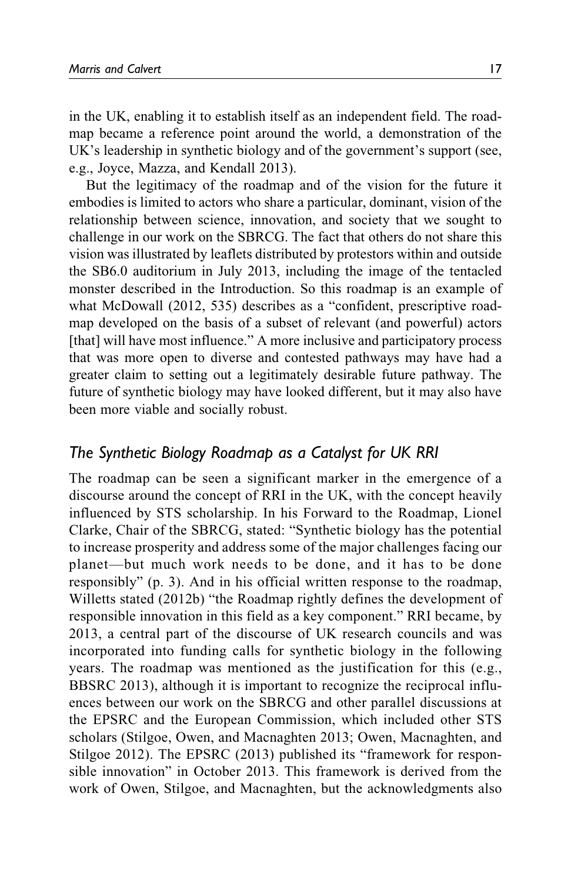in the UK, enabling it to establish itself as an independent field. The roadmap became a reference point around the world, a demonstration of the UK's leadership in synthetic biology and of the government's support (see, e.g., Joyce, Mazza, and Kendall 2013).

But the legitimacy of the roadmap and of the vision for the future it embodies is limited to actors who share a particular, dominant, vision of the relationship between science, innovation, and society that we sought to challenge in our work on the SBRCG. The fact that others do not share this vision was illustrated by leaflets distributed by protestors within and outside the SB6.0 auditorium in July 2013, including the image of the tentacled monster described in the Introduction. So this roadmap is an example of what McDowall (2012, 535) describes as a "confident, prescriptive roadmap developed on the basis of a subset of relevant (and powerful) actors [that] will have most influence." A more inclusive and participatory process that was more open to diverse and contested pathways may have had a greater claim to setting out a legitimately desirable future pathway. The future of synthetic biology may have looked different, but it may also have been more viable and socially robust.

## *The Synthetic Biology Roadmap as a Catalyst for UK RRI*

The roadmap can be seen a significant marker in the emergence of a discourse around the concept of RRI in the UK, with the concept heavily influenced by STS scholarship. In his Forward to the Roadmap, Lionel Clarke, Chair of the SBRCG, stated: "Synthetic biology has the potential to increase prosperity and address some of the major challenges facing our planet—but much work needs to be done, and it has to be done responsibly" (p. 3). And in his official written response to the roadmap, Willetts stated (2012b) "the Roadmap rightly defines the development of responsible innovation in this field as a key component." RRI became, by 2013, a central part of the discourse of UK research councils and was incorporated into funding calls for synthetic biology in the following years. The roadmap was mentioned as the justification for this (e.g., BBSRC 2013), although it is important to recognize the reciprocal influences between our work on the SBRCG and other parallel discussions at the EPSRC and the European Commission, which included other STS scholars (Stilgoe, Owen, and Macnaghten 2013; Owen, Macnaghten, and Stilgoe 2012). The EPSRC (2013) published its "framework for responsible innovation" in October 2013. This framework is derived from the work of Owen, Stilgoe, and Macnaghten, but the acknowledgments also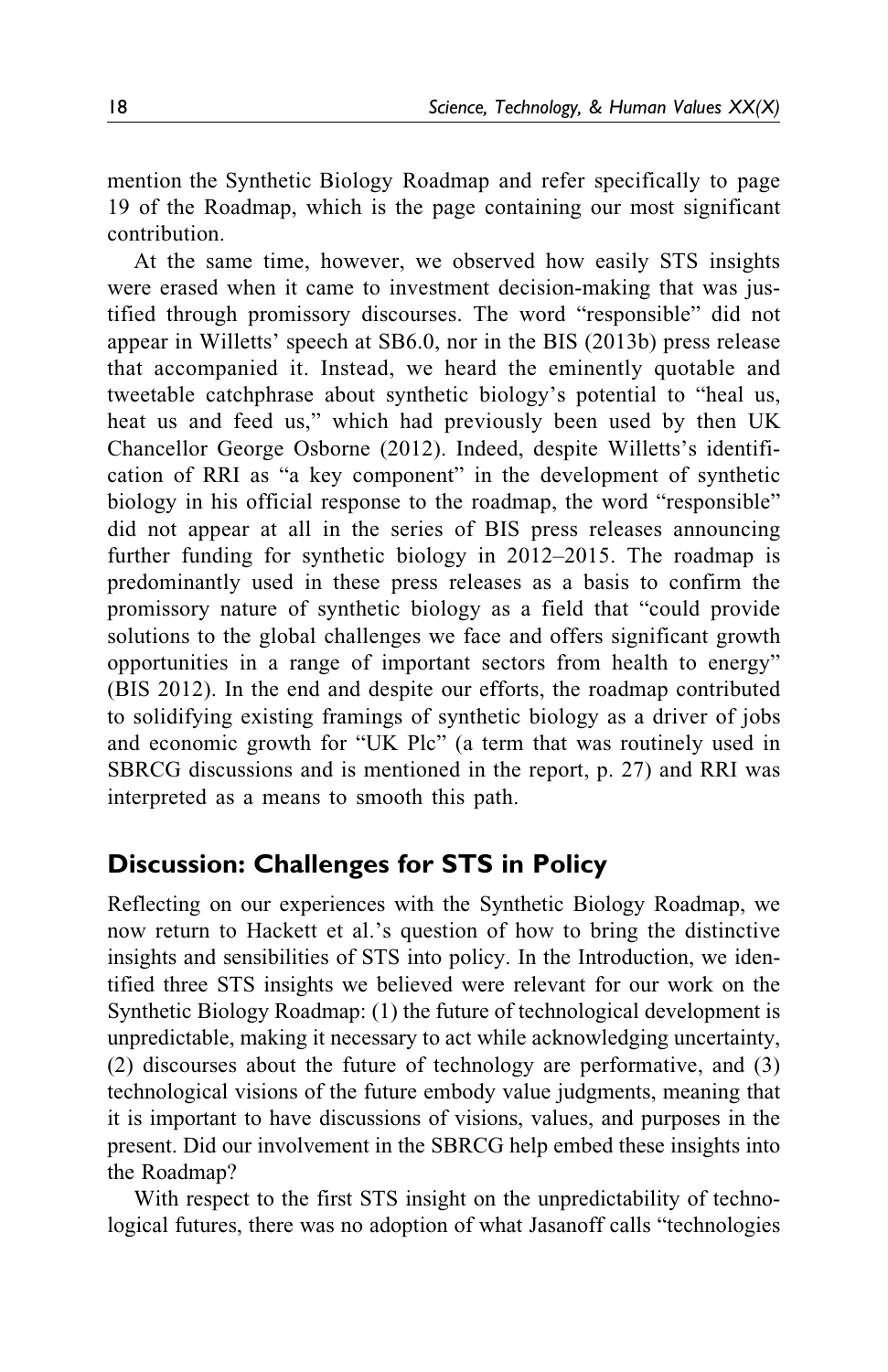mention the Synthetic Biology Roadmap and refer specifically to page 19 of the Roadmap, which is the page containing our most significant contribution.

At the same time, however, we observed how easily STS insights were erased when it came to investment decision-making that was justified through promissory discourses. The word "responsible" did not appear in Willetts' speech at SB6.0, nor in the BIS (2013b) press release that accompanied it. Instead, we heard the eminently quotable and tweetable catchphrase about synthetic biology's potential to "heal us, heat us and feed us," which had previously been used by then UK Chancellor George Osborne (2012). Indeed, despite Willetts's identification of RRI as "a key component" in the development of synthetic biology in his official response to the roadmap, the word "responsible" did not appear at all in the series of BIS press releases announcing further funding for synthetic biology in 2012–2015. The roadmap is predominantly used in these press releases as a basis to confirm the promissory nature of synthetic biology as a field that "could provide solutions to the global challenges we face and offers significant growth opportunities in a range of important sectors from health to energy" (BIS 2012). In the end and despite our efforts, the roadmap contributed to solidifying existing framings of synthetic biology as a driver of jobs and economic growth for "UK Plc" (a term that was routinely used in SBRCG discussions and is mentioned in the report, p. 27) and RRI was interpreted as a means to smooth this path.

## Discussion: Challenges for STS in Policy

Reflecting on our experiences with the Synthetic Biology Roadmap, we now return to Hackett et al.'s question of how to bring the distinctive insights and sensibilities of STS into policy. In the Introduction, we identified three STS insights we believed were relevant for our work on the Synthetic Biology Roadmap: (1) the future of technological development is unpredictable, making it necessary to act while acknowledging uncertainty, (2) discourses about the future of technology are performative, and (3) technological visions of the future embody value judgments, meaning that it is important to have discussions of visions, values, and purposes in the present. Did our involvement in the SBRCG help embed these insights into the Roadmap?

With respect to the first STS insight on the unpredictability of technological futures, there was no adoption of what Jasanoff calls "technologies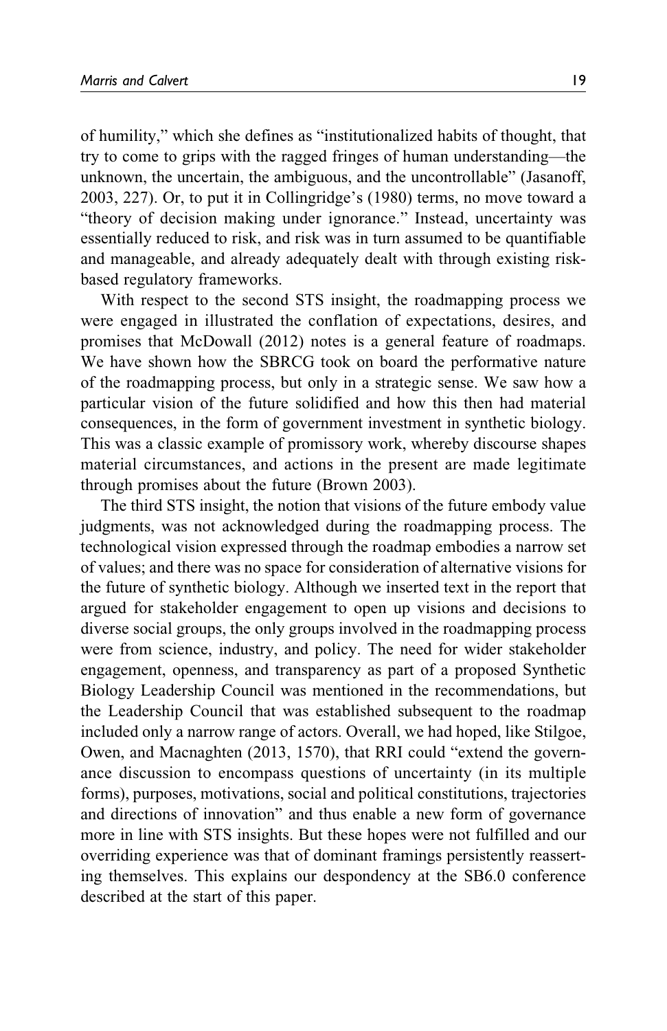of humility," which she defines as "institutionalized habits of thought, that try to come to grips with the ragged fringes of human understanding—the unknown, the uncertain, the ambiguous, and the uncontrollable" (Jasanoff, 2003, 227). Or, to put it in Collingridge's (1980) terms, no move toward a "theory of decision making under ignorance." Instead, uncertainty was essentially reduced to risk, and risk was in turn assumed to be quantifiable and manageable, and already adequately dealt with through existing risk-based regulatory frameworks.

With respect to the second STS insight, the roadmapping process we were engaged in illustrated the conflation of expectations, desires, and promises that McDowall (2012) notes is a general feature of roadmaps. We have shown how the SBRCG took on board the performative nature of the roadmapping process, but only in a strategic sense. We saw how a particular vision of the future solidified and how this then had material consequences, in the form of government investment in synthetic biology. This was a classic example of promissory work, whereby discourse shapes material circumstances, and actions in the present are made legitimate through promises about the future (Brown 2003).

The third STS insight, the notion that visions of the future embody value judgments, was not acknowledged during the roadmapping process. The technological vision expressed through the roadmap embodies a narrow set of values; and there was no space for consideration of alternative visions for the future of synthetic biology. Although we inserted text in the report that argued for stakeholder engagement to open up visions and decisions to diverse social groups, the only groups involved in the roadmapping process were from science, industry, and policy. The need for wider stakeholder engagement, openness, and transparency as part of a proposed Synthetic Biology Leadership Council was mentioned in the recommendations, but the Leadership Council that was established subsequent to the roadmap included only a narrow range of actors. Overall, we had hoped, like Stilgoe, Owen, and Macnaghten (2013, 1570), that RRI could "extend the governance discussion to encompass questions of uncertainty (in its multiple forms), purposes, motivations, social and political constitutions, trajectories and directions of innovation" and thus enable a new form of governance more in line with STS insights. But these hopes were not fulfilled and our overriding experience was that of dominant framings persistently reasserting themselves. This explains our despondency at the SB6.0 conference described at the start of this paper.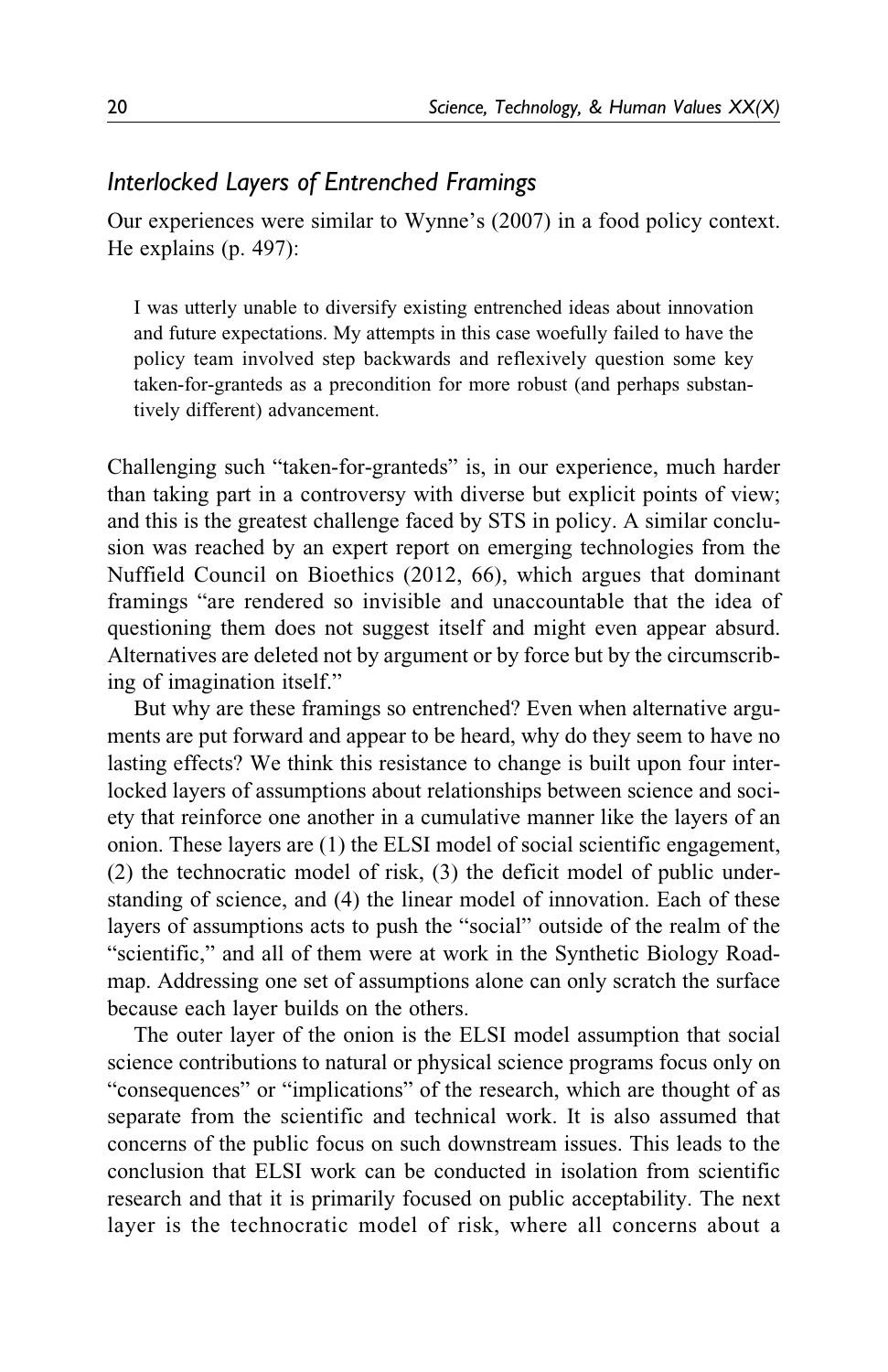### *Interlocked Layers of Entrenched Framings*

Our experiences were similar to Wynne's (2007) in a food policy context. He explains (p. 497):

> I was utterly unable to diversify existing entrenched ideas about innovation and future expectations. My attempts in this case woefully failed to have the policy team involved step backwards and reflexively question some key taken-for-granteds as a precondition for more robust (and perhaps substantively different) advancement.

Challenging such "taken-for-granteds" is, in our experience, much harder than taking part in a controversy with diverse but explicit points of view; and this is the greatest challenge faced by STS in policy. A similar conclusion was reached by an expert report on emerging technologies from the Nuffield Council on Bioethics (2012, 66), which argues that dominant framings "are rendered so invisible and unaccountable that the idea of questioning them does not suggest itself and might even appear absurd. Alternatives are deleted not by argument or by force but by the circumscribing of imagination itself."

But why are these framings so entrenched? Even when alternative arguments are put forward and appear to be heard, why do they seem to have no lasting effects? We think this resistance to change is built upon four interlocked layers of assumptions about relationships between science and society that reinforce one another in a cumulative manner like the layers of an onion. These layers are (1) the ELSI model of social scientific engagement, (2) the technocratic model of risk, (3) the deficit model of public understanding of science, and (4) the linear model of innovation. Each of these layers of assumptions acts to push the "social" outside of the realm of the "scientific," and all of them were at work in the Synthetic Biology Roadmap. Addressing one set of assumptions alone can only scratch the surface because each layer builds on the others.

The outer layer of the onion is the ELSI model assumption that social science contributions to natural or physical science programs focus only on "consequences" or "implications" of the research, which are thought of as separate from the scientific and technical work. It is also assumed that concerns of the public focus on such downstream issues. This leads to the conclusion that ELSI work can be conducted in isolation from scientific research and that it is primarily focused on public acceptability. The next layer is the technocratic model of risk, where all concerns about a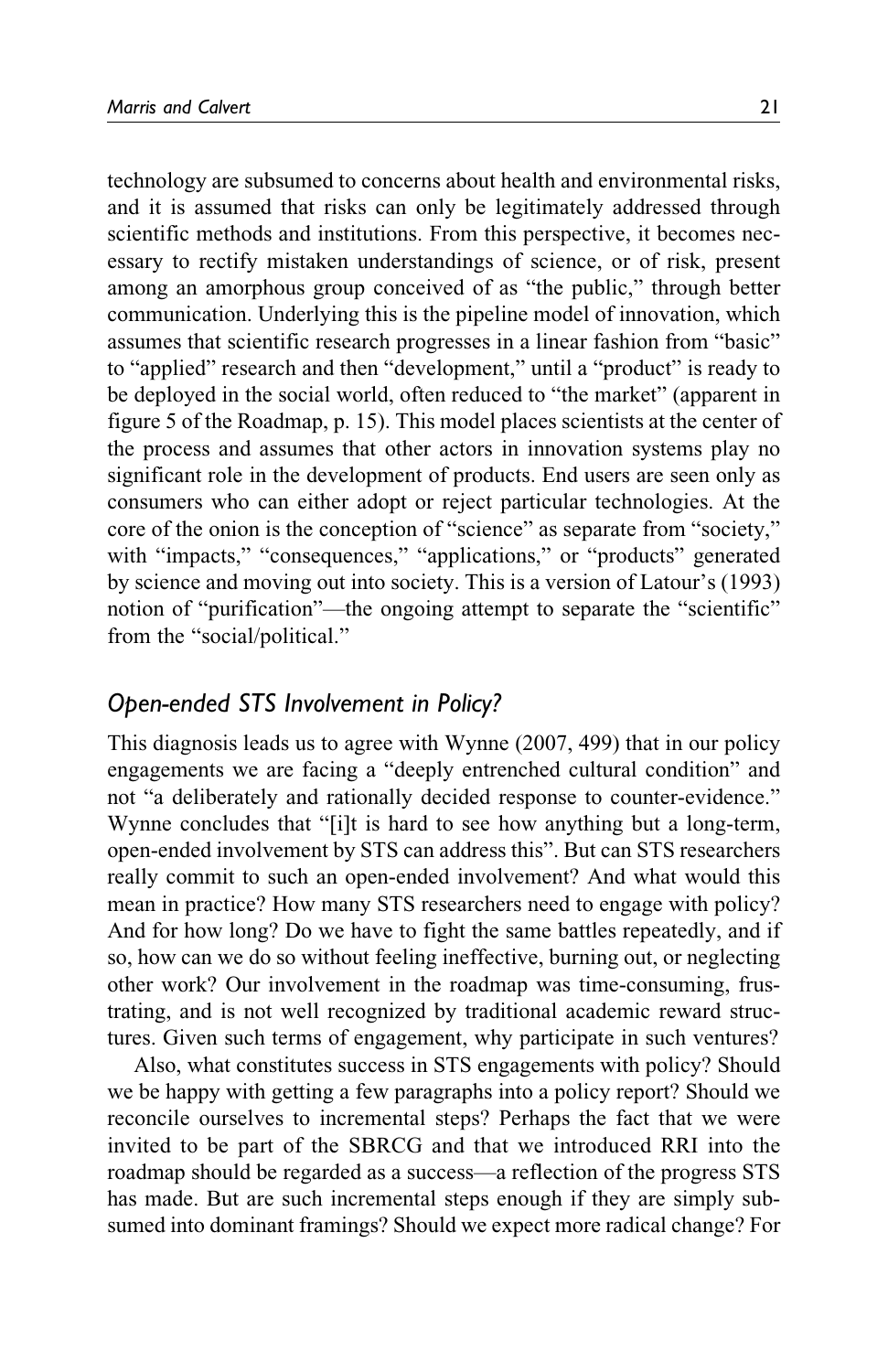technology are subsumed to concerns about health and environmental risks, and it is assumed that risks can only be legitimately addressed through scientific methods and institutions. From this perspective, it becomes necessary to rectify mistaken understandings of science, or of risk, present among an amorphous group conceived of as "the public," through better communication. Underlying this is the pipeline model of innovation, which assumes that scientific research progresses in a linear fashion from "basic" to "applied" research and then "development," until a "product" is ready to be deployed in the social world, often reduced to "the market" (apparent in figure 5 of the Roadmap, p. 15). This model places scientists at the center of the process and assumes that other actors in innovation systems play no significant role in the development of products. End users are seen only as consumers who can either adopt or reject particular technologies. At the core of the onion is the conception of "science" as separate from "society," with "impacts," "consequences," "applications," or "products" generated by science and moving out into society. This is a version of Latour's (1993) notion of "purification"—the ongoing attempt to separate the "scientific" from the "social/political."

## *Open-ended STS Involvement in Policy?*

This diagnosis leads us to agree with Wynne (2007, 499) that in our policy engagements we are facing a "deeply entrenched cultural condition" and not "a deliberately and rationally decided response to counter-evidence." Wynne concludes that "[i]t is hard to see how anything but a long-term, open-ended involvement by STS can address this". But can STS researchers really commit to such an open-ended involvement? And what would this mean in practice? How many STS researchers need to engage with policy? And for how long? Do we have to fight the same battles repeatedly, and if so, how can we do so without feeling ineffective, burning out, or neglecting other work? Our involvement in the roadmap was time-consuming, frustrating, and is not well recognized by traditional academic reward structures. Given such terms of engagement, why participate in such ventures?

Also, what constitutes success in STS engagements with policy? Should we be happy with getting a few paragraphs into a policy report? Should we reconcile ourselves to incremental steps? Perhaps the fact that we were invited to be part of the SBRCG and that we introduced RRI into the roadmap should be regarded as a success—a reflection of the progress STS has made. But are such incremental steps enough if they are simply subsumed into dominant framings? Should we expect more radical change? For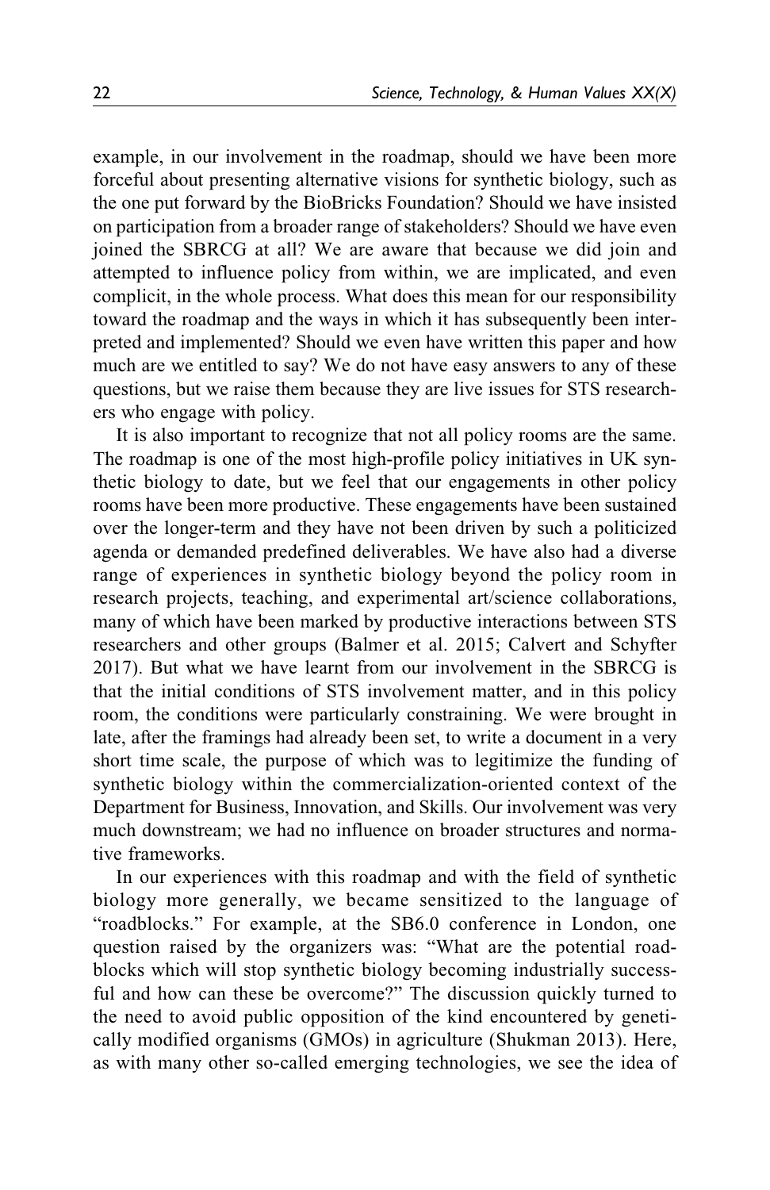example, in our involvement in the roadmap, should we have been more forceful about presenting alternative visions for synthetic biology, such as the one put forward by the BioBricks Foundation? Should we have insisted on participation from a broader range of stakeholders? Should we have even joined the SBRCG at all? We are aware that because we did join and attempted to influence policy from within, we are implicated, and even complicit, in the whole process. What does this mean for our responsibility toward the roadmap and the ways in which it has subsequently been interpreted and implemented? Should we even have written this paper and how much are we entitled to say? We do not have easy answers to any of these questions, but we raise them because they are live issues for STS researchers who engage with policy.

It is also important to recognize that not all policy rooms are the same. The roadmap is one of the most high-profile policy initiatives in UK synthetic biology to date, but we feel that our engagements in other policy rooms have been more productive. These engagements have been sustained over the longer-term and they have not been driven by such a politicized agenda or demanded predefined deliverables. We have also had a diverse range of experiences in synthetic biology beyond the policy room in research projects, teaching, and experimental art/science collaborations, many of which have been marked by productive interactions between STS researchers and other groups (Balmer et al. 2015; Calvert and Schyfter 2017). But what we have learnt from our involvement in the SBRCG is that the initial conditions of STS involvement matter, and in this policy room, the conditions were particularly constraining. We were brought in late, after the framings had already been set, to write a document in a very short time scale, the purpose of which was to legitimize the funding of synthetic biology within the commercialization-oriented context of the Department for Business, Innovation, and Skills. Our involvement was very much downstream; we had no influence on broader structures and normative frameworks.

In our experiences with this roadmap and with the field of synthetic biology more generally, we became sensitized to the language of "roadblocks." For example, at the SB6.0 conference in London, one question raised by the organizers was: "What are the potential roadblocks which will stop synthetic biology becoming industrially successful and how can these be overcome?" The discussion quickly turned to the need to avoid public opposition of the kind encountered by genetically modified organisms (GMOs) in agriculture (Shukman 2013). Here, as with many other so-called emerging technologies, we see the idea of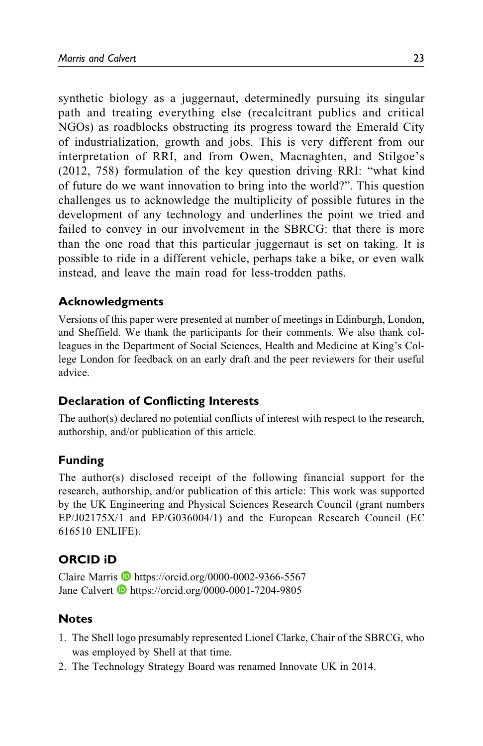synthetic biology as a juggernaut, determinedly pursuing its singular path and treating everything else (recalcitrant publics and critical NGOs) as roadblocks obstructing its progress toward the Emerald City of industrialization, growth and jobs. This is very different from our interpretation of RRI, and from Owen, Macnaghten, and Stilgoe's (2012, 758) formulation of the key question driving RRI: "what kind of future do we want innovation to bring into the world?". This question challenges us to acknowledge the multiplicity of possible futures in the development of any technology and underlines the point we tried and failed to convey in our involvement in the SBRCG: that there is more than the one road that this particular juggernaut is set on taking. It is possible to ride in a different vehicle, perhaps take a bike, or even walk instead, and leave the main road for less-trodden paths.

## Acknowledgments

Versions of this paper were presented at number of meetings in Edinburgh, London, and Sheffield. We thank the participants for their comments. We also thank colleagues in the Department of Social Sciences, Health and Medicine at King's College London for feedback on an early draft and the peer reviewers for their useful advice.

## Declaration of Conflicting Interests

The author(s) declared no potential conflicts of interest with respect to the research, authorship, and/or publication of this article.

## Funding

The author(s) disclosed receipt of the following financial support for the research, authorship, and/or publication of this article: This work was supported by the UK Engineering and Physical Sciences Research Council (grant numbers EP/J02175X/1 and EP/G036004/1) and the European Research Council (EC 616510 ENLIFE).

## ORCID iD

Claire Marris https://orcid.org/0000-0002-9366-5567
Jane Calvert https://orcid.org/0000-0001-7204-9805

## Notes

1. The Shell logo presumably represented Lionel Clarke, Chair of the SBRCG, who was employed by Shell at that time.
2. The Technology Strategy Board was renamed Innovate UK in 2014.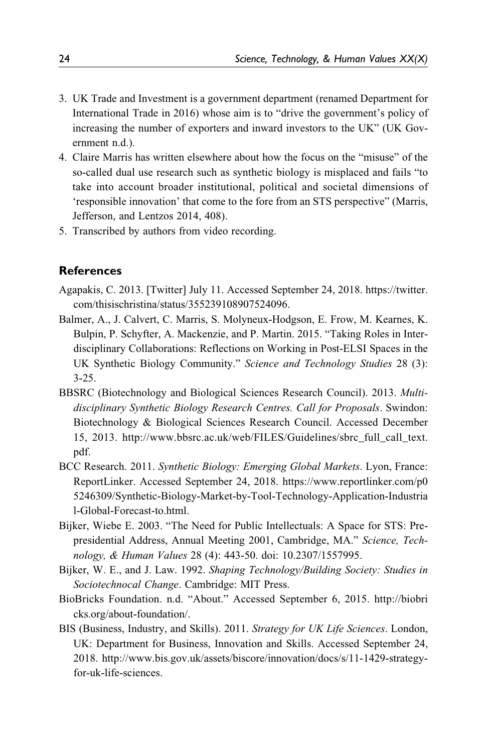3. UK Trade and Investment is a government department (renamed Department for International Trade in 2016) whose aim is to "drive the government's policy of increasing the number of exporters and inward investors to the UK" (UK Government n.d.).
4. Claire Marris has written elsewhere about how the focus on the "misuse" of the so-called dual use research such as synthetic biology is misplaced and fails "to take into account broader institutional, political and societal dimensions of 'responsible innovation' that come to the fore from an STS perspective" (Marris, Jefferson, and Lentzos 2014, 408).
5. Transcribed by authors from video recording.

## References

Agapakis, C. 2013. [Twitter] July 11. Accessed September 24, 2018. https://twitter.com/thisischristina/status/355239108907524096.

Balmer, A., J. Calvert, C. Marris, S. Molyneux-Hodgson, E. Frow, M. Kearnes, K. Bulpin, P. Schyfter, A. Mackenzie, and P. Martin. 2015. "Taking Roles in Interdisciplinary Collaborations: Reflections on Working in Post-ELSI Spaces in the UK Synthetic Biology Community." *Science and Technology Studies* 28 (3): 3-25.

BBSRC (Biotechnology and Biological Sciences Research Council). 2013. *Multidisciplinary Synthetic Biology Research Centres. Call for Proposals*. Swindon: Biotechnology & Biological Sciences Research Council. Accessed December 15, 2013. http://www.bbsrc.ac.uk/web/FILES/Guidelines/sbrc_full_call_text.pdf.

BCC Research. 2011. *Synthetic Biology: Emerging Global Markets*. Lyon, France: ReportLinker. Accessed September 24, 2018. https://www.reportlinker.com/p05246309/Synthetic-Biology-Market-by-Tool-Technology-Application-Industrial-Global-Forecast-to.html.

Bijker, Wiebe E. 2003. "The Need for Public Intellectuals: A Space for STS: Pre-presidential Address, Annual Meeting 2001, Cambridge, MA." *Science, Technology, & Human Values* 28 (4): 443-50. doi: 10.2307/1557995.

Bijker, W. E., and J. Law. 1992. *Shaping Technology/Building Society: Studies in Sociotechnocal Change*. Cambridge: MIT Press.

BioBricks Foundation. n.d. "About." Accessed September 6, 2015. http://biobricks.org/about-foundation/.

BIS (Business, Industry, and Skills). 2011. *Strategy for UK Life Sciences*. London, UK: Department for Business, Innovation and Skills. Accessed September 24, 2018. http://www.bis.gov.uk/assets/biscore/innovation/docs/s/11-1429-strategy-for-uk-life-sciences.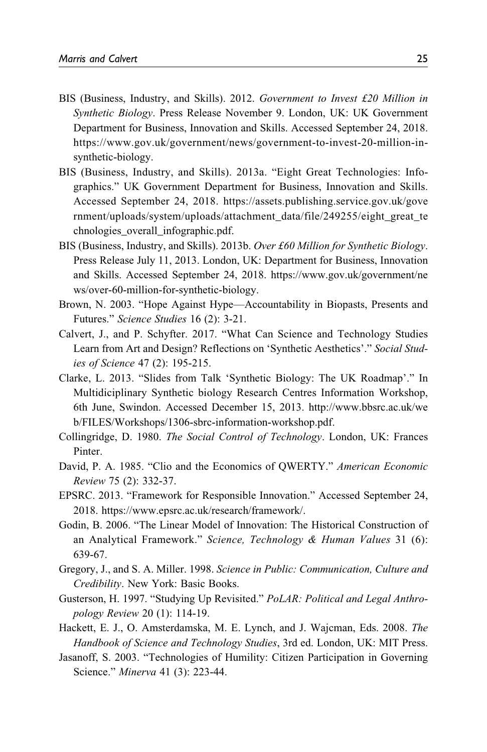BIS (Business, Industry, and Skills). 2012. *Government to Invest £20 Million in Synthetic Biology*. Press Release November 9. London, UK: UK Government Department for Business, Innovation and Skills. Accessed September 24, 2018. https://www.gov.uk/government/news/government-to-invest-20-million-in-synthetic-biology.

BIS (Business, Industry, and Skills). 2013a. "Eight Great Technologies: Infographics." UK Government Department for Business, Innovation and Skills. Accessed September 24, 2018. https://assets.publishing.service.gov.uk/government/uploads/system/uploads/attachment_data/file/249255/eight_great_technologies_overall_infographic.pdf.

BIS (Business, Industry, and Skills). 2013b. *Over £60 Million for Synthetic Biology*. Press Release July 11, 2013. London, UK: Department for Business, Innovation and Skills. Accessed September 24, 2018. https://www.gov.uk/government/news/over-60-million-for-synthetic-biology.

Brown, N. 2003. "Hope Against Hype—Accountability in Biopasts, Presents and Futures." *Science Studies* 16 (2): 3-21.

Calvert, J., and P. Schyfter. 2017. "What Can Science and Technology Studies Learn from Art and Design? Reflections on 'Synthetic Aesthetics'." *Social Studies of Science* 47 (2): 195-215.

Clarke, L. 2013. "Slides from Talk 'Synthetic Biology: The UK Roadmap'." In Multidiciplinary Synthetic biology Research Centres Information Workshop, 6th June, Swindon. Accessed December 15, 2013. http://www.bbsrc.ac.uk/web/FILES/Workshops/1306-sbrc-information-workshop.pdf.

Collingridge, D. 1980. *The Social Control of Technology*. London, UK: Frances Pinter.

David, P. A. 1985. "Clio and the Economics of QWERTY." *American Economic Review* 75 (2): 332-37.

EPSRC. 2013. "Framework for Responsible Innovation." Accessed September 24, 2018. https://www.epsrc.ac.uk/research/framework/.

Godin, B. 2006. "The Linear Model of Innovation: The Historical Construction of an Analytical Framework." *Science, Technology & Human Values* 31 (6): 639-67.

Gregory, J., and S. A. Miller. 1998. *Science in Public: Communication, Culture and Credibility*. New York: Basic Books.

Gusterson, H. 1997. "Studying Up Revisited." *PoLAR: Political and Legal Anthropology Review* 20 (1): 114-19.

Hackett, E. J., O. Amsterdamska, M. E. Lynch, and J. Wajcman, Eds. 2008. *The Handbook of Science and Technology Studies*, 3rd ed. London, UK: MIT Press.

Jasanoff, S. 2003. "Technologies of Humility: Citizen Participation in Governing Science." *Minerva* 41 (3): 223-44.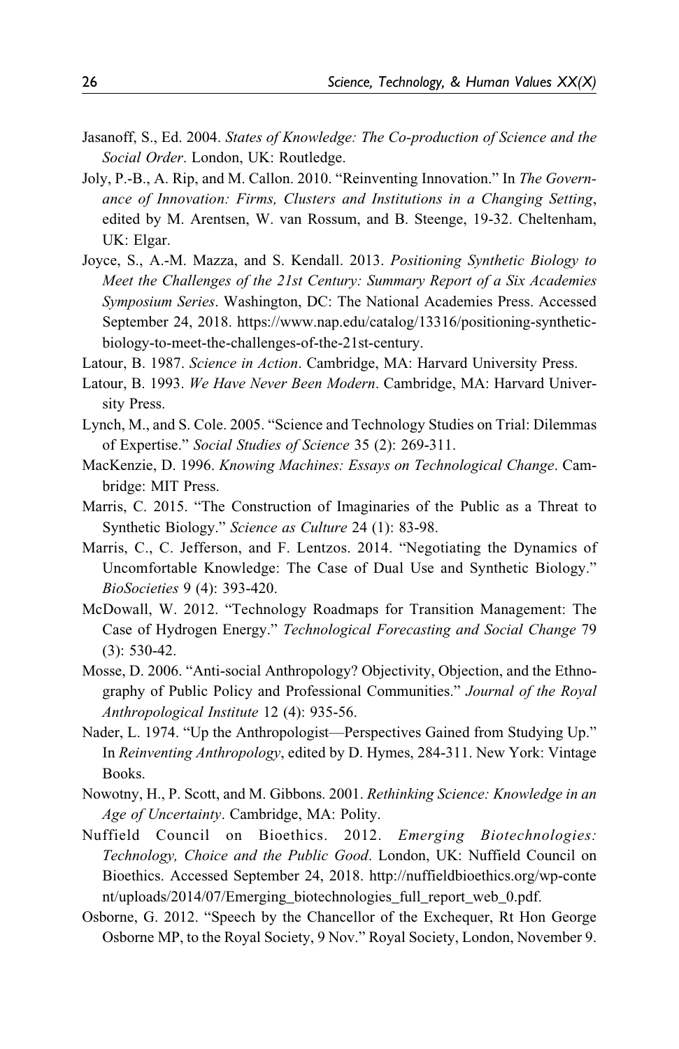Jasanoff, S., Ed. 2004. *States of Knowledge: The Co-production of Science and the Social Order*. London, UK: Routledge.

Joly, P.-B., A. Rip, and M. Callon. 2010. "Reinventing Innovation." In *The Governance of Innovation: Firms, Clusters and Institutions in a Changing Setting*, edited by M. Arentsen, W. van Rossum, and B. Steenge, 19-32. Cheltenham, UK: Elgar.

Joyce, S., A.-M. Mazza, and S. Kendall. 2013. *Positioning Synthetic Biology to Meet the Challenges of the 21st Century: Summary Report of a Six Academies Symposium Series*. Washington, DC: The National Academies Press. Accessed September 24, 2018. https://www.nap.edu/catalog/13316/positioning-synthetic-biology-to-meet-the-challenges-of-the-21st-century.

Latour, B. 1987. *Science in Action*. Cambridge, MA: Harvard University Press.

Latour, B. 1993. *We Have Never Been Modern*. Cambridge, MA: Harvard University Press.

Lynch, M., and S. Cole. 2005. "Science and Technology Studies on Trial: Dilemmas of Expertise." *Social Studies of Science* 35 (2): 269-311.

MacKenzie, D. 1996. *Knowing Machines: Essays on Technological Change*. Cambridge: MIT Press.

Marris, C. 2015. "The Construction of Imaginaries of the Public as a Threat to Synthetic Biology." *Science as Culture* 24 (1): 83-98.

Marris, C., C. Jefferson, and F. Lentzos. 2014. "Negotiating the Dynamics of Uncomfortable Knowledge: The Case of Dual Use and Synthetic Biology." *BioSocieties* 9 (4): 393-420.

McDowall, W. 2012. "Technology Roadmaps for Transition Management: The Case of Hydrogen Energy." *Technological Forecasting and Social Change* 79 (3): 530-42.

Mosse, D. 2006. "Anti-social Anthropology? Objectivity, Objection, and the Ethnography of Public Policy and Professional Communities." *Journal of the Royal Anthropological Institute* 12 (4): 935-56.

Nader, L. 1974. "Up the Anthropologist—Perspectives Gained from Studying Up." In *Reinventing Anthropology*, edited by D. Hymes, 284-311. New York: Vintage Books.

Nowotny, H., P. Scott, and M. Gibbons. 2001. *Rethinking Science: Knowledge in an Age of Uncertainty*. Cambridge, MA: Polity.

Nuffield Council on Bioethics. 2012. *Emerging Biotechnologies: Technology, Choice and the Public Good*. London, UK: Nuffield Council on Bioethics. Accessed September 24, 2018. http://nuffieldbioethics.org/wp-content/uploads/2014/07/Emerging_biotechnologies_full_report_web_0.pdf.

Osborne, G. 2012. "Speech by the Chancellor of the Exchequer, Rt Hon George Osborne MP, to the Royal Society, 9 Nov." Royal Society, London, November 9.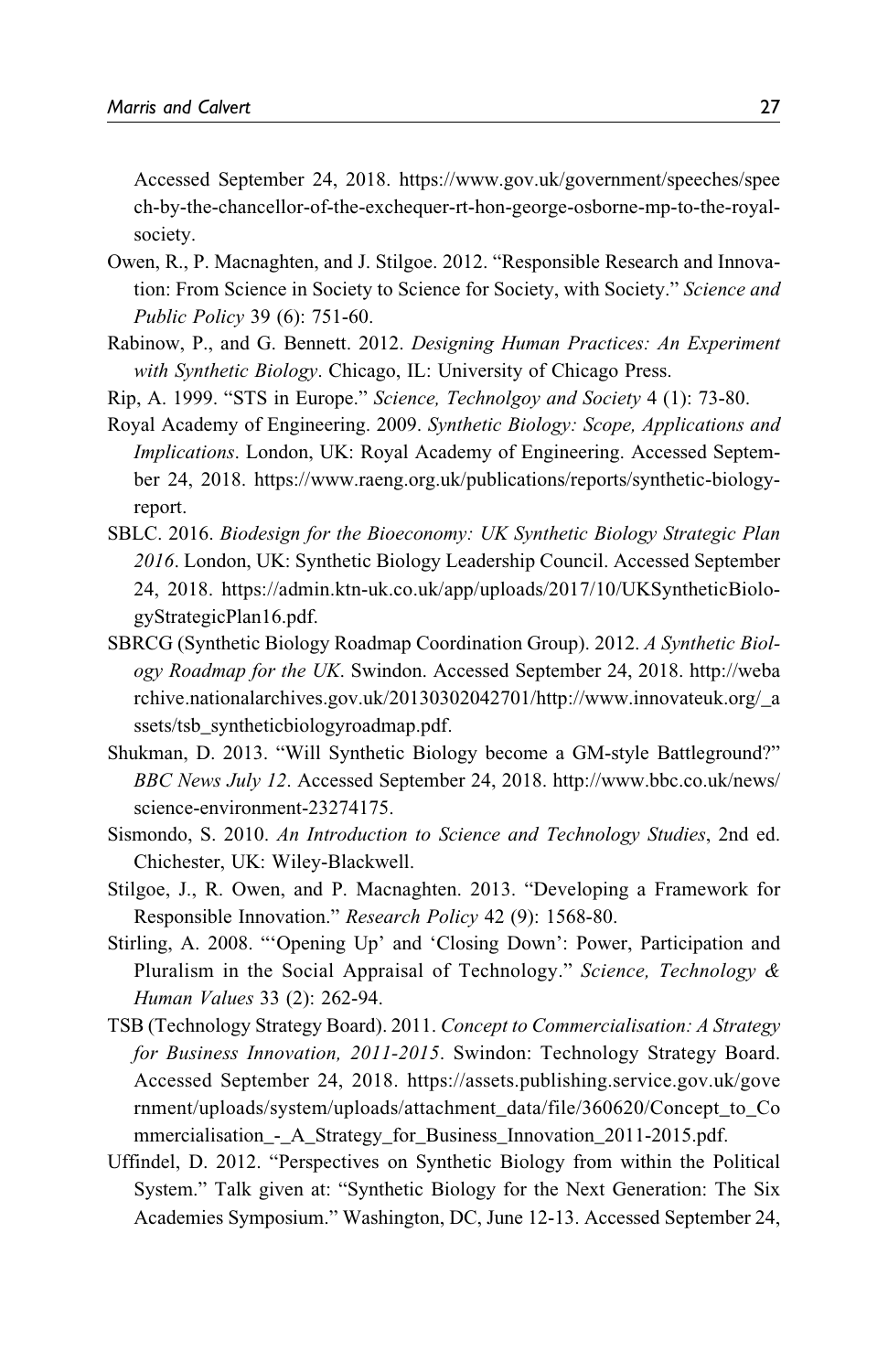Accessed September 24, 2018. https://www.gov.uk/government/speeches/speech-by-the-chancellor-of-the-exchequer-rt-hon-george-osborne-mp-to-the-royal-society.

Owen, R., P. Macnaghten, and J. Stilgoe. 2012. "Responsible Research and Innovation: From Science in Society to Science for Society, with Society." *Science and Public Policy* 39 (6): 751-60.

Rabinow, P., and G. Bennett. 2012. *Designing Human Practices: An Experiment with Synthetic Biology*. Chicago, IL: University of Chicago Press.

Rip, A. 1999. "STS in Europe." *Science, Technolgoy and Society* 4 (1): 73-80.

Royal Academy of Engineering. 2009. *Synthetic Biology: Scope, Applications and Implications*. London, UK: Royal Academy of Engineering. Accessed September 24, 2018. https://www.raeng.org.uk/publications/reports/synthetic-biology-report.

SBLC. 2016. *Biodesign for the Bioeconomy: UK Synthetic Biology Strategic Plan 2016*. London, UK: Synthetic Biology Leadership Council. Accessed September 24, 2018. https://admin.ktn-uk.co.uk/app/uploads/2017/10/UKSyntheticBiologyStrategicPlan16.pdf.

SBRCG (Synthetic Biology Roadmap Coordination Group). 2012. *A Synthetic Biology Roadmap for the UK*. Swindon. Accessed September 24, 2018. http://webarchive.nationalarchives.gov.uk/20130302042701/http://www.innovateuk.org/_assets/tsb_syntheticbiologyroadmap.pdf.

Shukman, D. 2013. "Will Synthetic Biology become a GM-style Battleground?" *BBC News July 12*. Accessed September 24, 2018. http://www.bbc.co.uk/news/science-environment-23274175.

Sismondo, S. 2010. *An Introduction to Science and Technology Studies*, 2nd ed. Chichester, UK: Wiley-Blackwell.

Stilgoe, J., R. Owen, and P. Macnaghten. 2013. "Developing a Framework for Responsible Innovation." *Research Policy* 42 (9): 1568-80.

Stirling, A. 2008. "'Opening Up' and 'Closing Down': Power, Participation and Pluralism in the Social Appraisal of Technology." *Science, Technology & Human Values* 33 (2): 262-94.

TSB (Technology Strategy Board). 2011. *Concept to Commercialisation: A Strategy for Business Innovation, 2011-2015*. Swindon: Technology Strategy Board. Accessed September 24, 2018. https://assets.publishing.service.gov.uk/government/uploads/system/uploads/attachment_data/file/360620/Concept_to_Commercialisation_-_A_Strategy_for_Business_Innovation_2011-2015.pdf.

Uffindel, D. 2012. "Perspectives on Synthetic Biology from within the Political System." Talk given at: "Synthetic Biology for the Next Generation: The Six Academies Symposium." Washington, DC, June 12-13. Accessed September 24,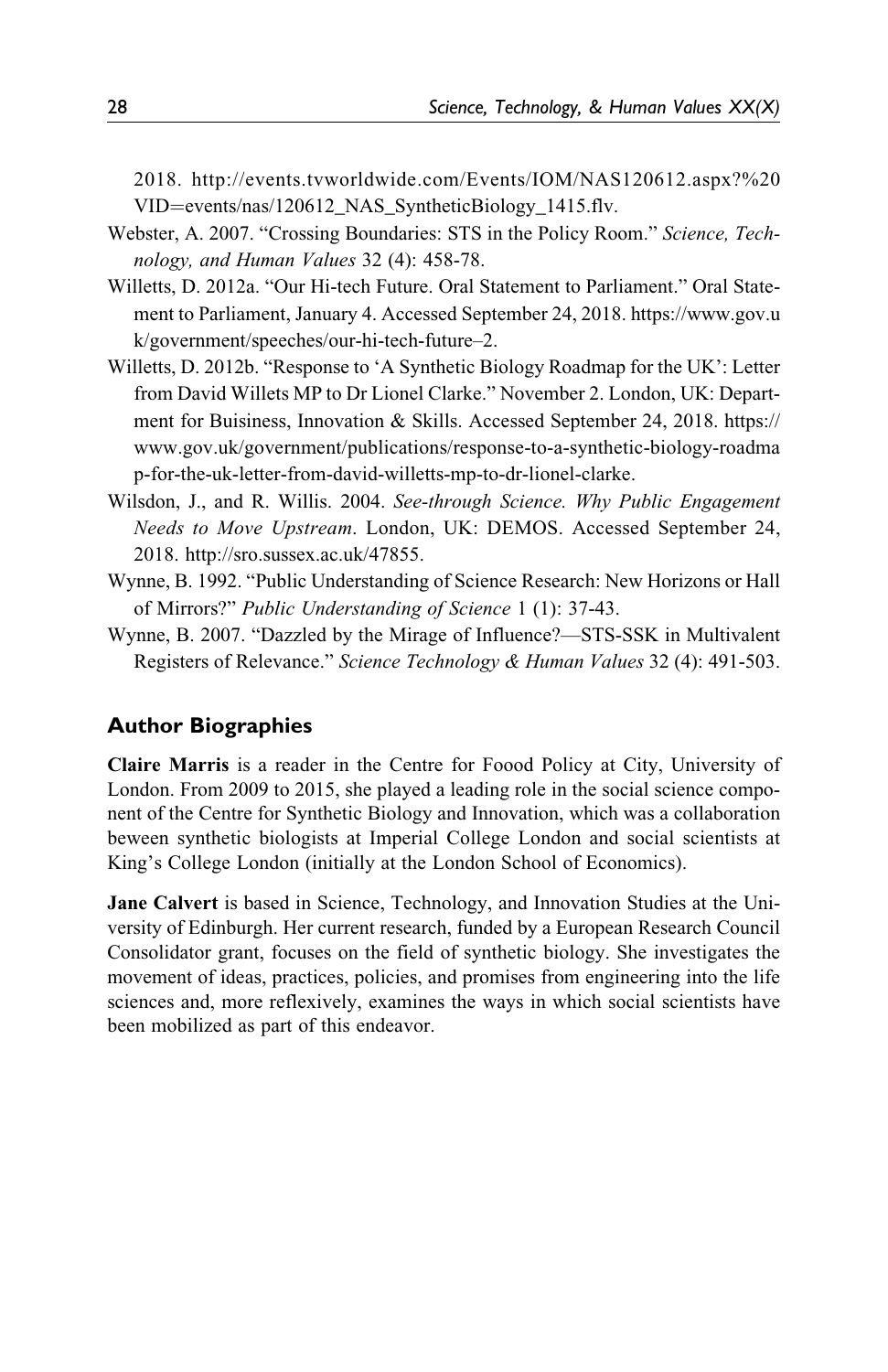2018. http://events.tvworldwide.com/Events/IOM/NAS120612.aspx?%20VID=events/nas/120612_NAS_SyntheticBiology_1415.flv.

Webster, A. 2007. "Crossing Boundaries: STS in the Policy Room." *Science, Technology, and Human Values* 32 (4): 458-78.

Willetts, D. 2012a. "Our Hi-tech Future. Oral Statement to Parliament." Oral Statement to Parliament, January 4. Accessed September 24, 2018. https://www.gov.uk/government/speeches/our-hi-tech-future–2.

Willetts, D. 2012b. "Response to 'A Synthetic Biology Roadmap for the UK': Letter from David Willets MP to Dr Lionel Clarke." November 2. London, UK: Department for Buisiness, Innovation & Skills. Accessed September 24, 2018. https://www.gov.uk/government/publications/response-to-a-synthetic-biology-roadmap-for-the-uk-letter-from-david-willetts-mp-to-dr-lionel-clarke.

Wilsdon, J., and R. Willis. 2004. *See-through Science. Why Public Engagement Needs to Move Upstream*. London, UK: DEMOS. Accessed September 24, 2018. http://sro.sussex.ac.uk/47855.

Wynne, B. 1992. "Public Understanding of Science Research: New Horizons or Hall of Mirrors?" *Public Understanding of Science* 1 (1): 37-43.

Wynne, B. 2007. "Dazzled by the Mirage of Influence?—STS-SSK in Multivalent Registers of Relevance." *Science Technology & Human Values* 32 (4): 491-503.

## Author Biographies

**Claire Marris** is a reader in the Centre for Foood Policy at City, University of London. From 2009 to 2015, she played a leading role in the social science component of the Centre for Synthetic Biology and Innovation, which was a collaboration beween synthetic biologists at Imperial College London and social scientists at King's College London (initially at the London School of Economics).

**Jane Calvert** is based in Science, Technology, and Innovation Studies at the University of Edinburgh. Her current research, funded by a European Research Council Consolidator grant, focuses on the field of synthetic biology. She investigates the movement of ideas, practices, policies, and promises from engineering into the life sciences and, more reflexively, examines the ways in which social scientists have been mobilized as part of this endeavor.